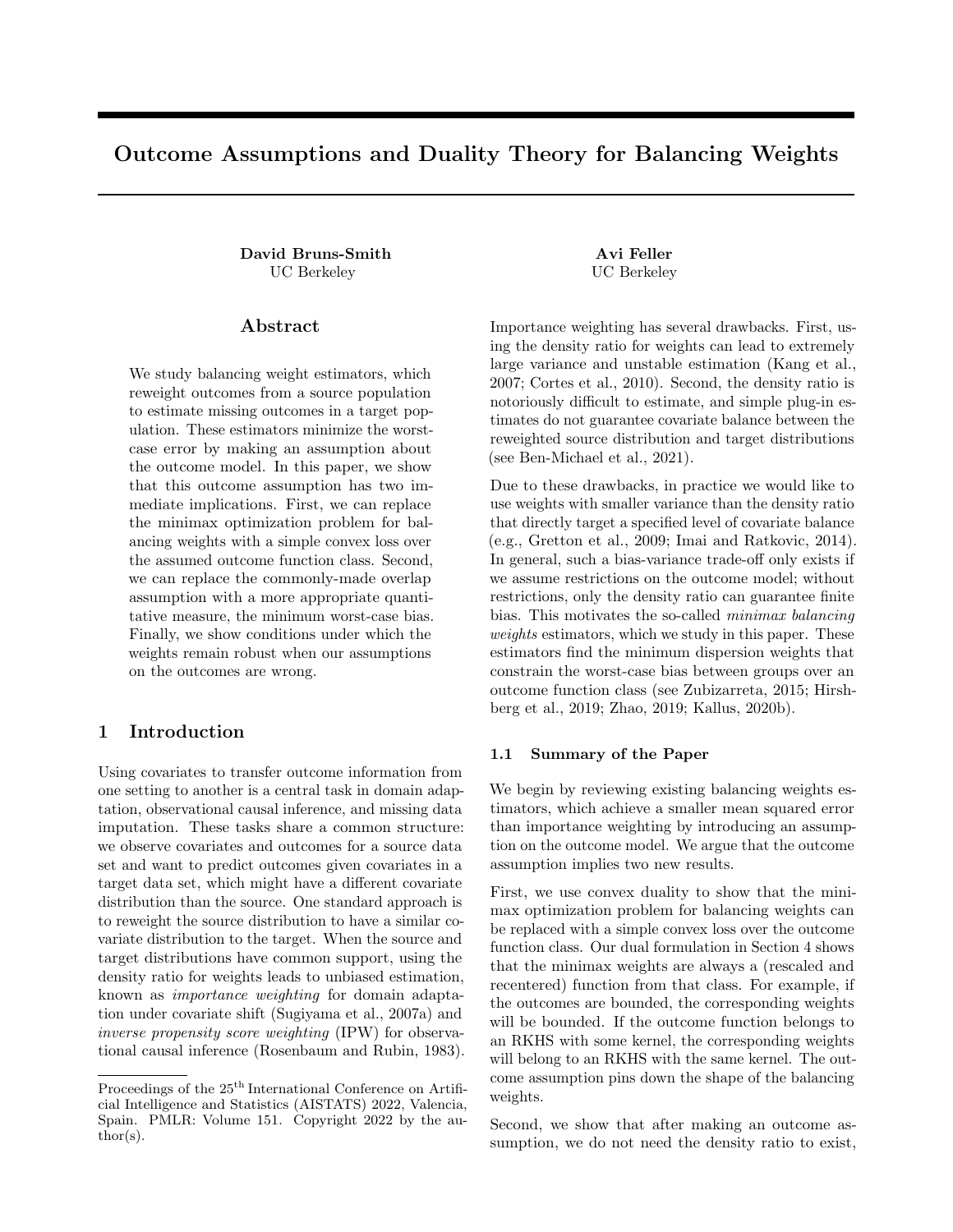# Outcome Assumptions and Duality Theory for Balancing Weights

**David Bruns-Smith**
UC Berkeley

**Avi Feller**
UC Berkeley

## Abstract

We study balancing weight estimators, which reweight outcomes from a source population to estimate missing outcomes in a target population. These estimators minimize the worst-case error by making an assumption about the outcome model. In this paper, we show that this outcome assumption has two immediate implications. First, we can replace the minimax optimization problem for balancing weights with a simple convex loss over the assumed outcome function class. Second, we can replace the commonly-made overlap assumption with a more appropriate quantitative measure, the minimum worst-case bias. Finally, we show conditions under which the weights remain robust when our assumptions on the outcomes are wrong.

## 1 Introduction

Using covariates to transfer outcome information from one setting to another is a central task in domain adaptation, observational causal inference, and missing data imputation. These tasks share a common structure: we observe covariates and outcomes for a source data set and want to predict outcomes given covariates in a target data set, which might have a different covariate distribution than the source. One standard approach is to reweight the source distribution to have a similar covariate distribution to the target. When the source and target distributions have common support, using the density ratio for weights leads to unbiased estimation, known as *importance weighting* for domain adaptation under covariate shift (Sugiyama et al., 2007a) and *inverse propensity score weighting* (IPW) for observational causal inference (Rosenbaum and Rubin, 1983).

Importance weighting has several drawbacks. First, using the density ratio for weights can lead to extremely large variance and unstable estimation (Kang et al., 2007; Cortes et al., 2010). Second, the density ratio is notoriously difficult to estimate, and simple plug-in estimates do not guarantee covariate balance between the reweighted source distribution and target distributions (see Ben-Michael et al., 2021).

Due to these drawbacks, in practice we would like to use weights with smaller variance than the density ratio that directly target a specified level of covariate balance (e.g., Gretton et al., 2009; Imai and Ratkovic, 2014). In general, such a bias-variance trade-off only exists if we assume restrictions on the outcome model; without restrictions, only the density ratio can guarantee finite bias. This motivates the so-called *minimax balancing weights* estimators, which we study in this paper. These estimators find the minimum dispersion weights that constrain the worst-case bias between groups over an outcome function class (see Zubizarreta, 2015; Hirshberg et al., 2019; Zhao, 2019; Kallus, 2020b).

### 1.1 Summary of the Paper

We begin by reviewing existing balancing weights estimators, which achieve a smaller mean squared error than importance weighting by introducing an assumption on the outcome model. We argue that the outcome assumption implies two new results.

First, we use convex duality to show that the minimax optimization problem for balancing weights can be replaced with a simple convex loss over the outcome function class. Our dual formulation in Section 4 shows that the minimax weights are always a (rescaled and recentered) function from that class. For example, if the outcomes are bounded, the corresponding weights will be bounded. If the outcome function belongs to an RKHS with some kernel, the corresponding weights will belong to an RKHS with the same kernel. The outcome assumption pins down the shape of the balancing weights.

Second, we show that after making an outcome assumption, we do not need the density ratio to exist,

Proceedings of the 25[th] International Conference on Artificial Intelligence and Statistics (AISTATS) 2022, Valencia, Spain. PMLR: Volume 151. Copyright 2022 by the author(s).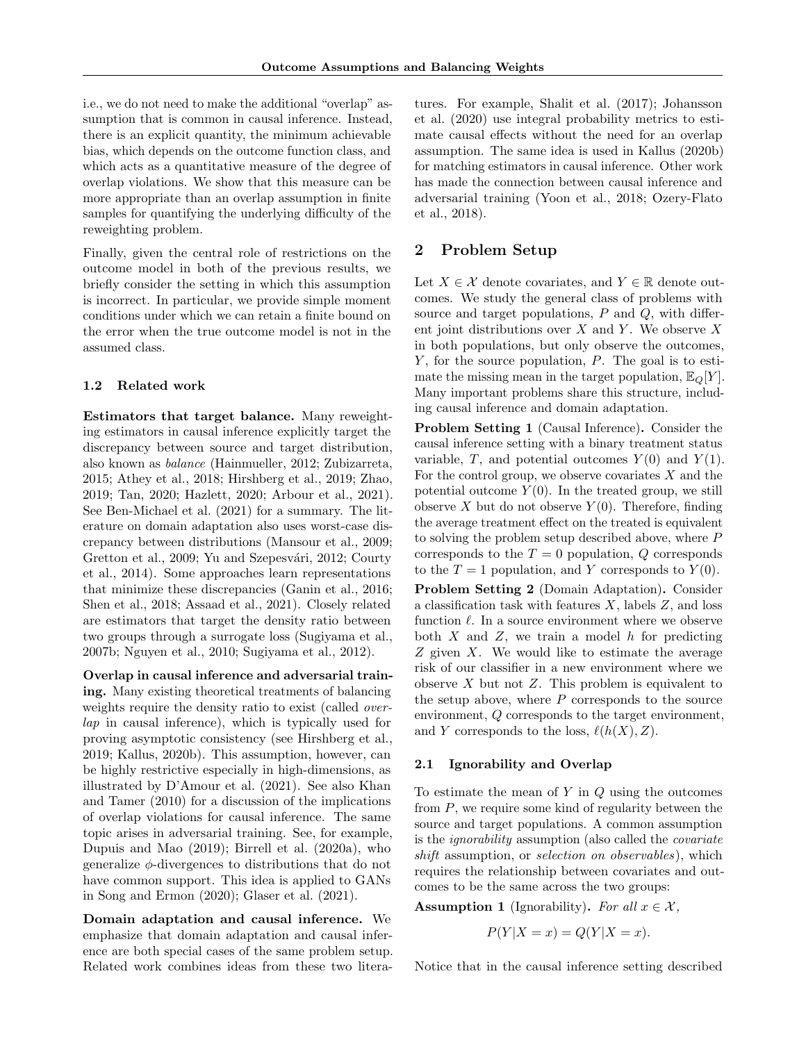i.e., we do not need to make the additional "overlap" assumption that is common in causal inference. Instead, there is an explicit quantity, the minimum achievable bias, which depends on the outcome function class, and which acts as a quantitative measure of the degree of overlap violations. We show that this measure can be more appropriate than an overlap assumption in finite samples for quantifying the underlying difficulty of the reweighting problem.

Finally, given the central role of restrictions on the outcome model in both of the previous results, we briefly consider the setting in which this assumption is incorrect. In particular, we provide simple moment conditions under which we can retain a finite bound on the error when the true outcome model is not in the assumed class.

### 1.2 Related work

**Estimators that target balance.** Many reweighting estimators in causal inference explicitly target the discrepancy between source and target distribution, also known as *balance* (Hainmueller, 2012; Zubizarreta, 2015; Athey et al., 2018; Hirshberg et al., 2019; Zhao, 2019; Tan, 2020; Hazlett, 2020; Arbour et al., 2021). See Ben-Michael et al. (2021) for a summary. The literature on domain adaptation also uses worst-case discrepancy between distributions (Mansour et al., 2009; Gretton et al., 2009; Yu and Szepesvári, 2012; Courty et al., 2014). Some approaches learn representations that minimize these discrepancies (Ganin et al., 2016; Shen et al., 2018; Assaad et al., 2021). Closely related are estimators that target the density ratio between two groups through a surrogate loss (Sugiyama et al., 2007b; Nguyen et al., 2010; Sugiyama et al., 2012).

**Overlap in causal inference and adversarial training.** Many existing theoretical treatments of balancing weights require the density ratio to exist (called *overlap* in causal inference), which is typically used for proving asymptotic consistency (see Hirshberg et al., 2019; Kallus, 2020b). This assumption, however, can be highly restrictive especially in high-dimensions, as illustrated by D'Amour et al. (2021). See also Khan and Tamer (2010) for a discussion of the implications of overlap violations for causal inference. The same topic arises in adversarial training. See, for example, Dupuis and Mao (2019); Birrell et al. (2020a), who generalize $\phi$-divergences to distributions that do not have common support. This idea is applied to GANs in Song and Ermon (2020); Glaser et al. (2021).

**Domain adaptation and causal inference.** We emphasize that domain adaptation and causal inference are both special cases of the same problem setup. Related work combines ideas from these two literatures. For example, Shalit et al. (2017); Johansson et al. (2020) use integral probability metrics to estimate causal effects without the need for an overlap assumption. The same idea is used in Kallus (2020b) for matching estimators in causal inference. Other work has made the connection between causal inference and adversarial training (Yoon et al., 2018; Ozery-Flato et al., 2018).

## 2 Problem Setup

Let $X \in \mathcal{X}$ denote covariates, and $Y \in \mathbb{R}$ denote outcomes. We study the general class of problems with source and target populations, $P$ and $Q$, with different joint distributions over $X$ and $Y$. We observe $X$ in both populations, but only observe the outcomes, $Y$, for the source population, $P$. The goal is to estimate the missing mean in the target population, $\mathbb{E}_Q[Y]$. Many important problems share this structure, including causal inference and domain adaptation.

**Problem Setting 1** (Causal Inference)**.** Consider the causal inference setting with a binary treatment status variable, $T$, and potential outcomes $Y(0)$ and $Y(1)$. For the control group, we observe covariates $X$ and the potential outcome $Y(0)$. In the treated group, we still observe $X$ but do not observe $Y(0)$. Therefore, finding the average treatment effect on the treated is equivalent to solving the problem setup described above, where $P$ corresponds to the $T = 0$ population, $Q$ corresponds to the $T = 1$ population, and $Y$ corresponds to $Y(0)$.

**Problem Setting 2** (Domain Adaptation)**.** Consider a classification task with features $X$, labels $Z$, and loss function $\ell$. In a source environment where we observe both $X$ and $Z$, we train a model $h$ for predicting $Z$ given $X$. We would like to estimate the average risk of our classifier in a new environment where we observe $X$ but not $Z$. This problem is equivalent to the setup above, where $P$ corresponds to the source environment, $Q$ corresponds to the target environment, and $Y$ corresponds to the loss, $\ell(h(X), Z)$.

### 2.1 Ignorability and Overlap

To estimate the mean of $Y$ in $Q$ using the outcomes from $P$, we require some kind of regularity between the source and target populations. A common assumption is the *ignorability* assumption (also called the *covariate shift* assumption, or *selection on observables*), which requires the relationship between covariates and outcomes to be the same across the two groups:

**Assumption 1** (Ignorability)**.** *For all* $x \in \mathcal{X}$*,*

$$P(Y|X = x) = Q(Y|X = x).$$

Notice that in the causal inference setting described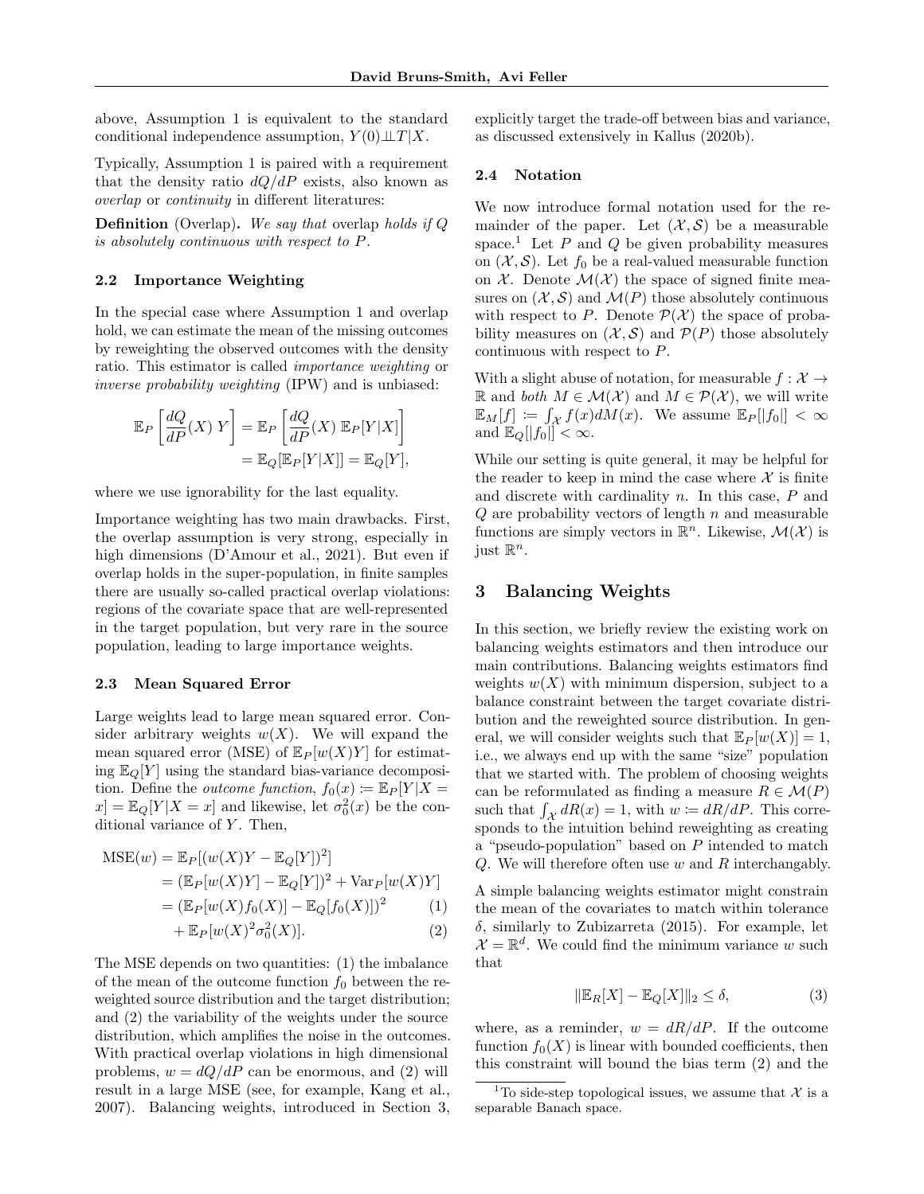above, Assumption 1 is equivalent to the standard conditional independence assumption, $Y(0) \perp\!\!\!\perp T | X$.

Typically, Assumption 1 is paired with a requirement that the density ratio $dQ/dP$ exists, also known as *overlap* or *continuity* in different literatures:

**Definition** (Overlap)**.** *We say that* overlap *holds if $Q$ is absolutely continuous with respect to $P$.*

### 2.2 Importance Weighting

In the special case where Assumption 1 and overlap hold, we can estimate the mean of the missing outcomes by reweighting the observed outcomes with the density ratio. This estimator is called *importance weighting* or *inverse probability weighting* (IPW) and is unbiased:

$$
\begin{aligned}
\mathbb{E}_P\left[\frac{dQ}{dP}(X)\, Y\right] &= \mathbb{E}_P\left[\frac{dQ}{dP}(X)\, \mathbb{E}_P[Y|X]\right] \\
&= \mathbb{E}_Q[\mathbb{E}_P[Y|X]] = \mathbb{E}_Q[Y],
\end{aligned}
$$

where we use ignorability for the last equality.

Importance weighting has two main drawbacks. First, the overlap assumption is very strong, especially in high dimensions (D'Amour et al., 2021). But even if overlap holds in the super-population, in finite samples there are usually so-called practical overlap violations: regions of the covariate space that are well-represented in the target population, but very rare in the source population, leading to large importance weights.

### 2.3 Mean Squared Error

Large weights lead to large mean squared error. Consider arbitrary weights $w(X)$. We will expand the mean squared error (MSE) of $\mathbb{E}_P[w(X)Y]$ for estimating $\mathbb{E}_Q[Y]$ using the standard bias-variance decomposition. Define the *outcome function*, $f_0(x) := \mathbb{E}_P[Y|X = x] = \mathbb{E}_Q[Y|X = x]$ and likewise, let $\sigma_0^2(x)$ be the conditional variance of $Y$. Then,

$$
\begin{aligned}
\text{MSE}(w) &= \mathbb{E}_P[(w(X)Y - \mathbb{E}_Q[Y])^2] \\
&= (\mathbb{E}_P[w(X)Y] - \mathbb{E}_Q[Y])^2 + \text{Var}_P[w(X)Y] \\
&= (\mathbb{E}_P[w(X)f_0(X)] - \mathbb{E}_Q[f_0(X)])^2 \qquad (1)\\
&\quad + \mathbb{E}_P[w(X)^2\sigma_0^2(X)]. \qquad (2)
\end{aligned}
$$

The MSE depends on two quantities: (1) the imbalance of the mean of the outcome function $f_0$ between the reweighted source distribution and the target distribution; and (2) the variability of the weights under the source distribution, which amplifies the noise in the outcomes. With practical overlap violations in high dimensional problems, $w = dQ/dP$ can be enormous, and (2) will result in a large MSE (see, for example, Kang et al., 2007). Balancing weights, introduced in Section 3, explicitly target the trade-off between bias and variance, as discussed extensively in Kallus (2020b).

### 2.4 Notation

We now introduce formal notation used for the remainder of the paper. Let $(\mathcal{X}, \mathcal{S})$ be a measurable space.[1] Let $P$ and $Q$ be given probability measures on $(\mathcal{X}, \mathcal{S})$. Let $f_0$ be a real-valued measurable function on $\mathcal{X}$. Denote $\mathcal{M}(\mathcal{X})$ the space of signed finite measures on $(\mathcal{X}, \mathcal{S})$ and $\mathcal{M}(P)$ those absolutely continuous with respect to $P$. Denote $\mathcal{P}(\mathcal{X})$ the space of probability measures on $(\mathcal{X}, \mathcal{S})$ and $\mathcal{P}(P)$ those absolutely continuous with respect to $P$.

With a slight abuse of notation, for measurable $f : \mathcal{X} \to \mathbb{R}$ and *both* $M \in \mathcal{M}(\mathcal{X})$ and $M \in \mathcal{P}(\mathcal{X})$, we will write $\mathbb{E}_M[f] := \int_{\mathcal{X}} f(x)dM(x)$. We assume $\mathbb{E}_P[|f_0|] < \infty$ and $\mathbb{E}_Q[|f_0|] < \infty$.

While our setting is quite general, it may be helpful for the reader to keep in mind the case where $\mathcal{X}$ is finite and discrete with cardinality $n$. In this case, $P$ and $Q$ are probability vectors of length $n$ and measurable functions are simply vectors in $\mathbb{R}^n$. Likewise, $\mathcal{M}(\mathcal{X})$ is just $\mathbb{R}^n$.

## 3 Balancing Weights

In this section, we briefly review the existing work on balancing weights estimators and then introduce our main contributions. Balancing weights estimators find weights $w(X)$ with minimum dispersion, subject to a balance constraint between the target covariate distribution and the reweighted source distribution. In general, we will consider weights such that $\mathbb{E}_P[w(X)] = 1$, i.e., we always end up with the same "size" population that we started with. The problem of choosing weights can be reformulated as finding a measure $R \in \mathcal{M}(P)$ such that $\int_{\mathcal{X}} dR(x) = 1$, with $w := dR/dP$. This corresponds to the intuition behind reweighting as creating a "pseudo-population" based on $P$ intended to match $Q$. We will therefore often use $w$ and $R$ interchangably.

A simple balancing weights estimator might constrain the mean of the covariates to match within tolerance $\delta$, similarly to Zubizarreta (2015). For example, let $\mathcal{X} = \mathbb{R}^d$. We could find the minimum variance $w$ such that

$$
\|\mathbb{E}_R[X] - \mathbb{E}_Q[X]\|_2 \leq \delta, \qquad (3)
$$

where, as a reminder, $w = dR/dP$. If the outcome function $f_0(X)$ is linear with bounded coefficients, then this constraint will bound the bias term (2) and the

[1] To side-step topological issues, we assume that $\mathcal{X}$ is a separable Banach space.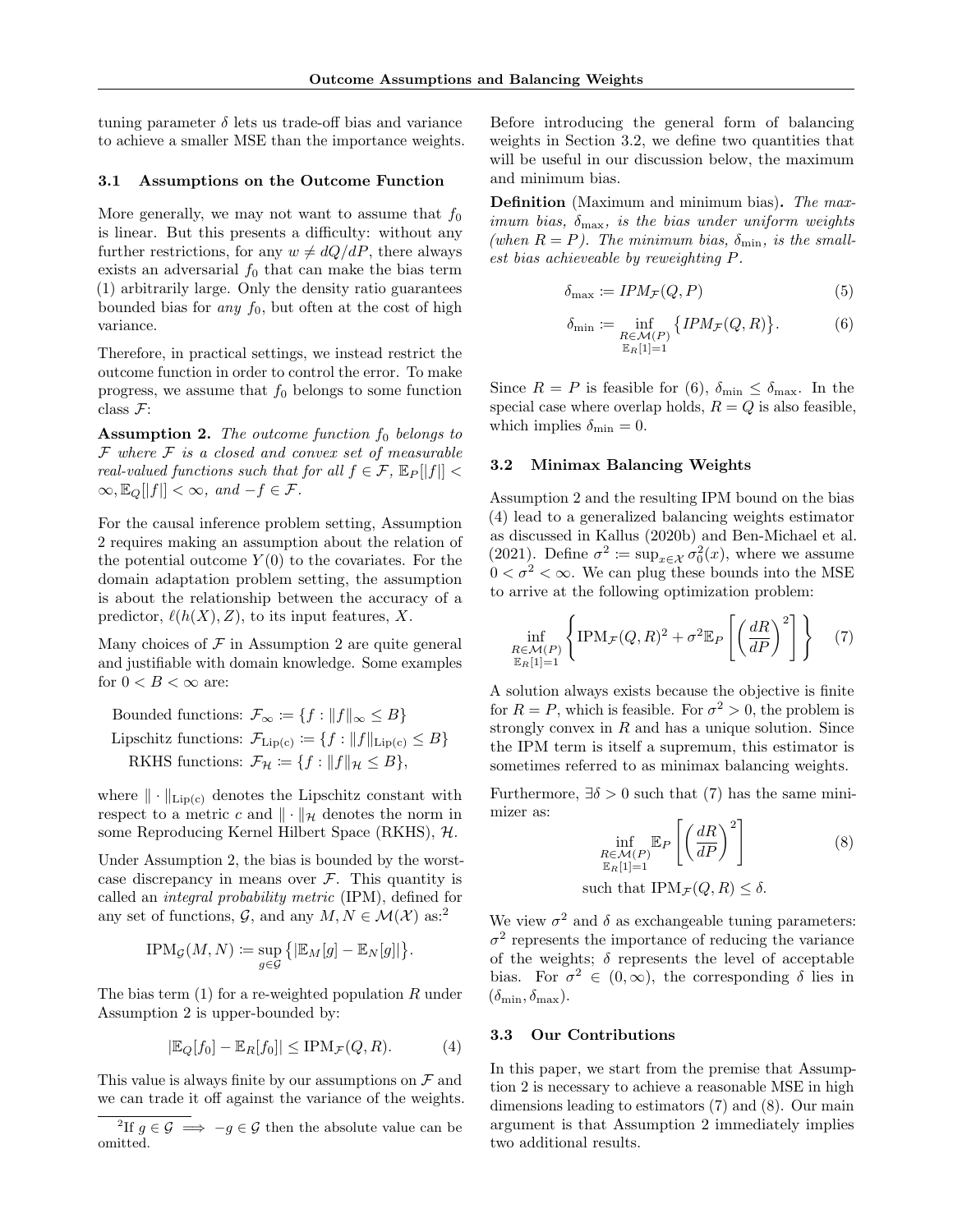tuning parameter $\delta$ lets us trade-off bias and variance to achieve a smaller MSE than the importance weights.

### 3.1 Assumptions on the Outcome Function

More generally, we may not want to assume that $f_0$ is linear. But this presents a difficulty: without any further restrictions, for any $w \neq dQ/dP$, there always exists an adversarial $f_0$ that can make the bias term (1) arbitrarily large. Only the density ratio guarantees bounded bias for *any* $f_0$, but often at the cost of high variance.

Therefore, in practical settings, we instead restrict the outcome function in order to control the error. To make progress, we assume that $f_0$ belongs to some function class $\mathcal{F}$:

**Assumption 2.** *The outcome function $f_0$ belongs to $\mathcal{F}$ where $\mathcal{F}$ is a closed and convex set of measurable real-valued functions such that for all $f \in \mathcal{F}$, $\mathbb{E}_P[|f|] < \infty, \mathbb{E}_Q[|f|] < \infty$, and $-f \in \mathcal{F}$.*

For the causal inference problem setting, Assumption 2 requires making an assumption about the relation of the potential outcome $Y(0)$ to the covariates. For the domain adaptation problem setting, the assumption is about the relationship between the accuracy of a predictor, $\ell(h(X), Z)$, to its input features, $X$.

Many choices of $\mathcal{F}$ in Assumption 2 are quite general and justifiable with domain knowledge. Some examples for $0 < B < \infty$ are:

$$
\begin{aligned}
\text{Bounded functions: } & \mathcal{F}_\infty := \{f : \|f\|_\infty \leq B\} \\
\text{Lipschitz functions: } & \mathcal{F}_{\text{Lip(c)}} := \{f : \|f\|_{\text{Lip(c)}} \leq B\} \\
\text{RKHS functions: } & \mathcal{F}_{\mathcal{H}} := \{f : \|f\|_{\mathcal{H}} \leq B\},
\end{aligned}
$$

where $\|\cdot\|_{\text{Lip(c)}}$ denotes the Lipschitz constant with respect to a metric $c$ and $\|\cdot\|_{\mathcal{H}}$ denotes the norm in some Reproducing Kernel Hilbert Space (RKHS), $\mathcal{H}$.

Under Assumption 2, the bias is bounded by the worst-case discrepancy in means over $\mathcal{F}$. This quantity is called an *integral probability metric* (IPM), defined for any set of functions, $\mathcal{G}$, and any $M, N \in \mathcal{M}(\mathcal{X})$ as:[2]

$$
\text{IPM}_{\mathcal{G}}(M, N) := \sup_{g \in \mathcal{G}} \left\{ |\mathbb{E}_M[g] - \mathbb{E}_N[g]| \right\}.
$$

The bias term (1) for a re-weighted population $R$ under Assumption 2 is upper-bounded by:

$$
|\mathbb{E}_Q[f_0] - \mathbb{E}_R[f_0]| \leq \text{IPM}_{\mathcal{F}}(Q, R). \tag{4}
$$

This value is always finite by our assumptions on $\mathcal{F}$ and we can trade it off against the variance of the weights.

[2] If $g \in \mathcal{G} \implies -g \in \mathcal{G}$ then the absolute value can be omitted.

Before introducing the general form of balancing weights in Section 3.2, we define two quantities that will be useful in our discussion below, the maximum and minimum bias.

**Definition** (Maximum and minimum bias)**.** *The maximum bias, $\delta_{\max}$, is the bias under uniform weights (when $R = P$). The minimum bias, $\delta_{\min}$, is the smallest bias achieveable by reweighting $P$.*

$$
\delta_{\max} := \text{IPM}_{\mathcal{F}}(Q, P) \tag{5}
$$

$$
\delta_{\min} := \inf_{\substack{R \in \mathcal{M}(P) \\ \mathbb{E}_R[1]=1}} \left\{ \text{IPM}_{\mathcal{F}}(Q, R) \right\}. \tag{6}
$$

Since $R = P$ is feasible for (6), $\delta_{\min} \leq \delta_{\max}$. In the special case where overlap holds, $R = Q$ is also feasible, which implies $\delta_{\min} = 0$.

### 3.2 Minimax Balancing Weights

Assumption 2 and the resulting IPM bound on the bias (4) lead to a generalized balancing weights estimator as discussed in Kallus (2020b) and Ben-Michael et al. (2021). Define $\sigma^2 := \sup_{x \in \mathcal{X}} \sigma_0^2(x)$, where we assume $0 < \sigma^2 < \infty$. We can plug these bounds into the MSE to arrive at the following optimization problem:

$$
\inf_{\substack{R \in \mathcal{M}(P) \\ \mathbb{E}_R[1]=1}} \left\{ \text{IPM}_{\mathcal{F}}(Q, R)^2 + \sigma^2 \mathbb{E}_P \left[ \left( \frac{dR}{dP} \right)^2 \right] \right\} \tag{7}
$$

A solution always exists because the objective is finite for $R = P$, which is feasible. For $\sigma^2 > 0$, the problem is strongly convex in $R$ and has a unique solution. Since the IPM term is itself a supremum, this estimator is sometimes referred to as minimax balancing weights.

Furthermore, $\exists \delta > 0$ such that (7) has the same minimizer as:

$$
\begin{aligned}
\inf_{\substack{R \in \mathcal{M}(P) \\ \mathbb{E}_R[1]=1}} \; & \mathbb{E}_P \left[ \left( \frac{dR}{dP} \right)^2 \right] \\
\text{such that } & \text{IPM}_{\mathcal{F}}(Q, R) \leq \delta.
\end{aligned} \tag{8}
$$

We view $\sigma^2$ and $\delta$ as exchangeable tuning parameters: $\sigma^2$ represents the importance of reducing the variance of the weights; $\delta$ represents the level of acceptable bias. For $\sigma^2 \in (0, \infty)$, the corresponding $\delta$ lies in $(\delta_{\min}, \delta_{\max})$.

### 3.3 Our Contributions

In this paper, we start from the premise that Assumption 2 is necessary to achieve a reasonable MSE in high dimensions leading to estimators (7) and (8). Our main argument is that Assumption 2 immediately implies two additional results.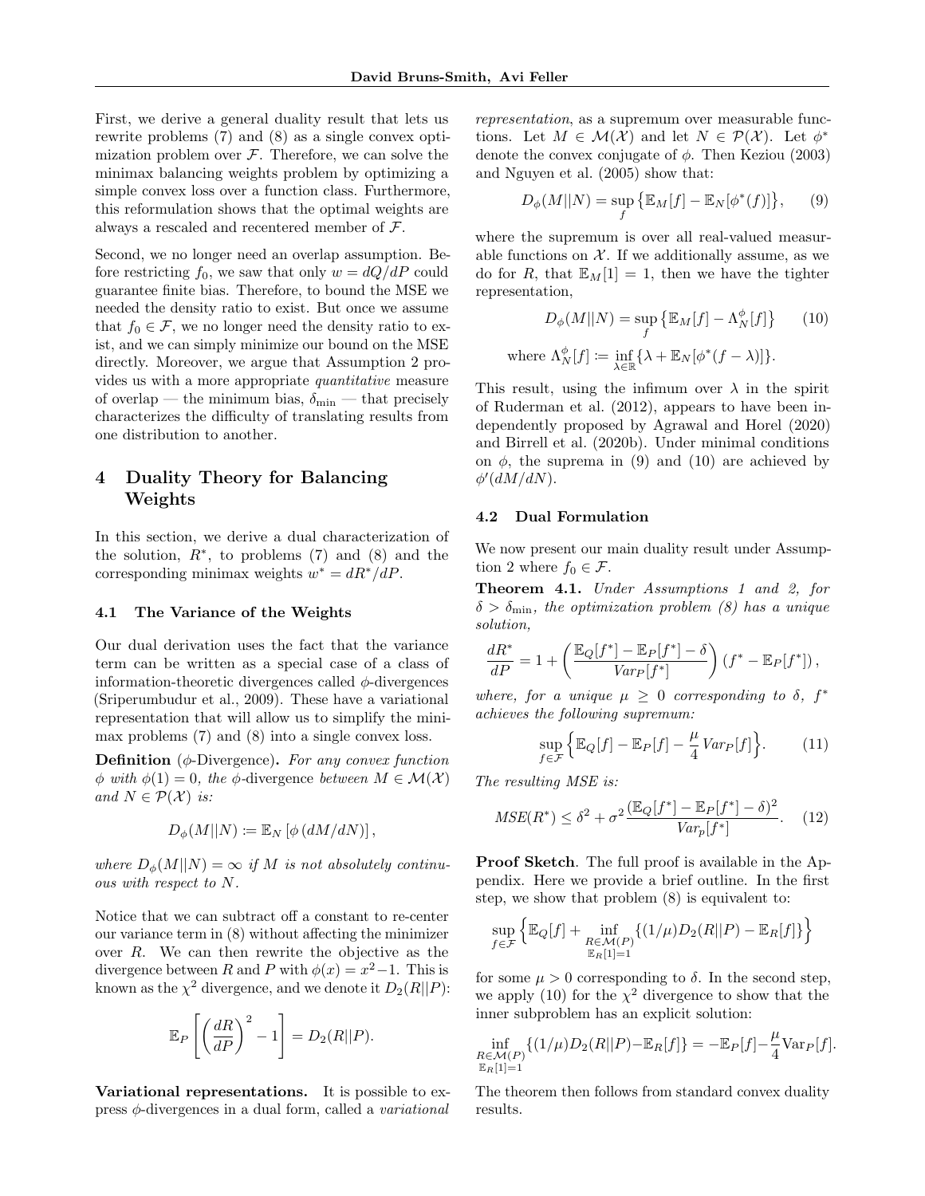First, we derive a general duality result that lets us rewrite problems (7) and (8) as a single convex optimization problem over $\mathcal{F}$. Therefore, we can solve the minimax balancing weights problem by optimizing a simple convex loss over a function class. Furthermore, this reformulation shows that the optimal weights are always a rescaled and recentered member of $\mathcal{F}$.

Second, we no longer need an overlap assumption. Before restricting $f_0$, we saw that only $w = dQ/dP$ could guarantee finite bias. Therefore, to bound the MSE we needed the density ratio to exist. But once we assume that $f_0 \in \mathcal{F}$, we no longer need the density ratio to exist, and we can simply minimize our bound on the MSE directly. Moreover, we argue that Assumption 2 provides us with a more appropriate *quantitative* measure of overlap — the minimum bias, $\delta_{\min}$ — that precisely characterizes the difficulty of translating results from one distribution to another.

## 4 Duality Theory for Balancing Weights

In this section, we derive a dual characterization of the solution, $R^*$, to problems (7) and (8) and the corresponding minimax weights $w^* = dR^*/dP$.

### 4.1 The Variance of the Weights

Our dual derivation uses the fact that the variance term can be written as a special case of a class of information-theoretic divergences called $\phi$-divergences (Sriperumbudur et al., 2009). These have a variational representation that will allow us to simplify the minimax problems (7) and (8) into a single convex loss.

**Definition** ($\phi$-Divergence)**.** *For any convex function $\phi$ with $\phi(1) = 0$, the* $\phi$-divergence *between $M \in \mathcal{M}(\mathcal{X})$ and $N \in \mathcal{P}(\mathcal{X})$ is:*

$$D_\phi(M||N) := \mathbb{E}_N\left[\phi\left(dM/dN\right)\right],$$

*where $D_\phi(M||N) = \infty$ if $M$ is not absolutely continuous with respect to $N$.*

Notice that we can subtract off a constant to re-center our variance term in (8) without affecting the minimizer over $R$. We can then rewrite the objective as the divergence between $R$ and $P$ with $\phi(x) = x^2 - 1$. This is known as the $\chi^2$ divergence, and we denote it $D_2(R||P)$:

$$\mathbb{E}_P\left[\left(\frac{dR}{dP}\right)^2 - 1\right] = D_2(R||P).$$

**Variational representations.** It is possible to express $\phi$-divergences in a dual form, called a *variational representation*, as a supremum over measurable functions. Let $M \in \mathcal{M}(\mathcal{X})$ and let $N \in \mathcal{P}(\mathcal{X})$. Let $\phi^*$ denote the convex conjugate of $\phi$. Then Keziou (2003) and Nguyen et al. (2005) show that:

$$D_\phi(M||N) = \sup_f \left\{\mathbb{E}_M[f] - \mathbb{E}_N[\phi^*(f)]\right\}, \qquad (9)$$

where the supremum is over all real-valued measurable functions on $\mathcal{X}$. If we additionally assume, as we do for $R$, that $\mathbb{E}_M[1] = 1$, then we have the tighter representation,

$$D_\phi(M||N) = \sup_f \left\{\mathbb{E}_M[f] - \Lambda_N^\phi[f]\right\} \qquad (10)$$

$$\text{where } \Lambda_N^\phi[f] := \inf_{\lambda \in \mathbb{R}} \{\lambda + \mathbb{E}_N[\phi^*(f - \lambda)]\}.$$

This result, using the infimum over $\lambda$ in the spirit of Ruderman et al. (2012), appears to have been independently proposed by Agrawal and Horel (2020) and Birrell et al. (2020b). Under minimal conditions on $\phi$, the suprema in (9) and (10) are achieved by $\phi'(dM/dN)$.

### 4.2 Dual Formulation

We now present our main duality result under Assumption 2 where $f_0 \in \mathcal{F}$.

**Theorem 4.1.** *Under Assumptions 1 and 2, for $\delta > \delta_{\min}$, the optimization problem (8) has a unique solution,*

$$\frac{dR^*}{dP} = 1 + \left(\frac{\mathbb{E}_Q[f^*] - \mathbb{E}_P[f^*] - \delta}{Var_P[f^*]}\right)(f^* - \mathbb{E}_P[f^*]),$$

*where, for a unique $\mu \geq 0$ corresponding to $\delta$, $f^*$ achieves the following supremum:*

$$\sup_{f \in \mathcal{F}} \left\{\mathbb{E}_Q[f] - \mathbb{E}_P[f] - \frac{\mu}{4} Var_P[f]\right\}. \qquad (11)$$

*The resulting MSE is:*

$$MSE(R^*) \leq \delta^2 + \sigma^2 \frac{(\mathbb{E}_Q[f^*] - \mathbb{E}_P[f^*] - \delta)^2}{Var_p[f^*]}. \qquad (12)$$

**Proof Sketch**. The full proof is available in the Appendix. Here we provide a brief outline. In the first step, we show that problem (8) is equivalent to:

$$\sup_{f \in \mathcal{F}} \left\{\mathbb{E}_Q[f] + \inf_{\substack{R \in \mathcal{M}(P) \\ \mathbb{E}_R[1]=1}} \{(1/\mu)D_2(R||P) - \mathbb{E}_R[f]\}\right\}$$

for some $\mu > 0$ corresponding to $\delta$. In the second step, we apply (10) for the $\chi^2$ divergence to show that the inner subproblem has an explicit solution:

$$\inf_{\substack{R \in \mathcal{M}(P) \\ \mathbb{E}_R[1]=1}} \{(1/\mu)D_2(R||P) - \mathbb{E}_R[f]\} = -\mathbb{E}_P[f] - \frac{\mu}{4}\mathrm{Var}_P[f].$$

The theorem then follows from standard convex duality results.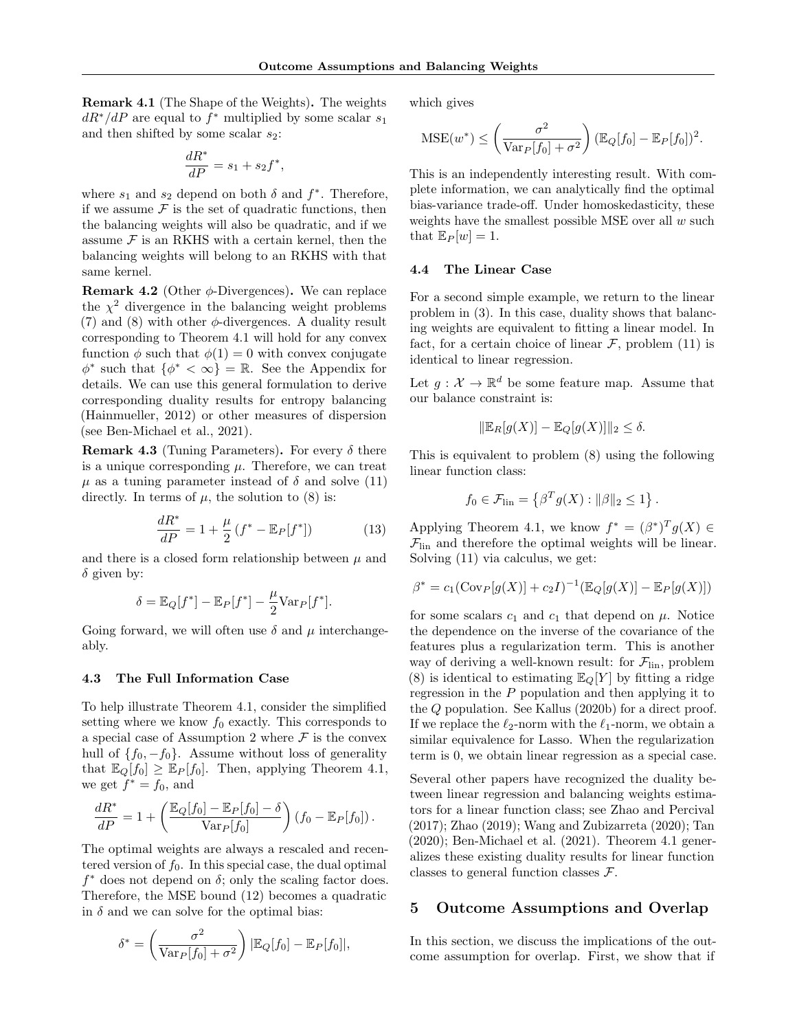**Remark 4.1** (The Shape of the Weights)**.** The weights $dR^*/dP$ are equal to $f^*$ multiplied by some scalar $s_1$ and then shifted by some scalar $s_2$:

$$\frac{dR^*}{dP} = s_1 + s_2 f^*,$$

where $s_1$ and $s_2$ depend on both $\delta$ and $f^*$. Therefore, if we assume $\mathcal{F}$ is the set of quadratic functions, then the balancing weights will also be quadratic, and if we assume $\mathcal{F}$ is an RKHS with a certain kernel, then the balancing weights will belong to an RKHS with that same kernel.

**Remark 4.2** (Other $\phi$-Divergences)**.** We can replace the $\chi^2$ divergence in the balancing weight problems (7) and (8) with other $\phi$-divergences. A duality result corresponding to Theorem 4.1 will hold for any convex function $\phi$ such that $\phi(1) = 0$ with convex conjugate $\phi^*$ such that $\{\phi^* < \infty\} = \mathbb{R}$. See the Appendix for details. We can use this general formulation to derive corresponding duality results for entropy balancing (Hainmueller, 2012) or other measures of dispersion (see Ben-Michael et al., 2021).

**Remark 4.3** (Tuning Parameters)**.** For every $\delta$ there is a unique corresponding $\mu$. Therefore, we can treat $\mu$ as a tuning parameter instead of $\delta$ and solve (11) directly. In terms of $\mu$, the solution to (8) is:

$$\frac{dR^*}{dP} = 1 + \frac{\mu}{2}\left(f^* - \mathbb{E}_P[f^*]\right) \tag{13}$$

and there is a closed form relationship between $\mu$ and $\delta$ given by:

$$\delta = \mathbb{E}_Q[f^*] - \mathbb{E}_P[f^*] - \frac{\mu}{2}\mathrm{Var}_P[f^*].$$

Going forward, we will often use $\delta$ and $\mu$ interchangeably.

### 4.3 The Full Information Case

To help illustrate Theorem 4.1, consider the simplified setting where we know $f_0$ exactly. This corresponds to a special case of Assumption 2 where $\mathcal{F}$ is the convex hull of $\{f_0, -f_0\}$. Assume without loss of generality that $\mathbb{E}_Q[f_0] \geq \mathbb{E}_P[f_0]$. Then, applying Theorem 4.1, we get $f^* = f_0$, and

$$\frac{dR^*}{dP} = 1 + \left(\frac{\mathbb{E}_Q[f_0] - \mathbb{E}_P[f_0] - \delta}{\mathrm{Var}_P[f_0]}\right)\left(f_0 - \mathbb{E}_P[f_0]\right).$$

The optimal weights are always a rescaled and recentered version of $f_0$. In this special case, the dual optimal $f^*$ does not depend on $\delta$; only the scaling factor does. Therefore, the MSE bound (12) becomes a quadratic in $\delta$ and we can solve for the optimal bias:

$$\delta^* = \left(\frac{\sigma^2}{\mathrm{Var}_P[f_0] + \sigma^2}\right)|\mathbb{E}_Q[f_0] - \mathbb{E}_P[f_0]|,$$

which gives

$$\mathrm{MSE}(w^*) \leq \left(\frac{\sigma^2}{\mathrm{Var}_P[f_0] + \sigma^2}\right)(\mathbb{E}_Q[f_0] - \mathbb{E}_P[f_0])^2.$$

This is an independently interesting result. With complete information, we can analytically find the optimal bias-variance trade-off. Under homoskedasticity, these weights have the smallest possible MSE over all $w$ such that $\mathbb{E}_P[w] = 1$.

### 4.4 The Linear Case

For a second simple example, we return to the linear problem in (3). In this case, duality shows that balancing weights are equivalent to fitting a linear model. In fact, for a certain choice of linear $\mathcal{F}$, problem (11) is identical to linear regression.

Let $g : \mathcal{X} \to \mathbb{R}^d$ be some feature map. Assume that our balance constraint is:

$$\|\mathbb{E}_R[g(X)] - \mathbb{E}_Q[g(X)]\|_2 \leq \delta.$$

This is equivalent to problem (8) using the following linear function class:

$$f_0 \in \mathcal{F}_{\mathrm{lin}} = \left\{\beta^T g(X) : \|\beta\|_2 \leq 1\right\}.$$

Applying Theorem 4.1, we know $f^* = (\beta^*)^T g(X) \in \mathcal{F}_{\mathrm{lin}}$ and therefore the optimal weights will be linear. Solving (11) via calculus, we get:

$$\beta^* = c_1(\mathrm{Cov}_P[g(X)] + c_2 I)^{-1}(\mathbb{E}_Q[g(X)] - \mathbb{E}_P[g(X)])$$

for some scalars $c_1$ and $c_1$ that depend on $\mu$. Notice the dependence on the inverse of the covariance of the features plus a regularization term. This is another way of deriving a well-known result: for $\mathcal{F}_{\mathrm{lin}}$, problem (8) is identical to estimating $\mathbb{E}_Q[Y]$ by fitting a ridge regression in the $P$ population and then applying it to the $Q$ population. See Kallus (2020b) for a direct proof. If we replace the $\ell_2$-norm with the $\ell_1$-norm, we obtain a similar equivalence for Lasso. When the regularization term is 0, we obtain linear regression as a special case.

Several other papers have recognized the duality between linear regression and balancing weights estimators for a linear function class; see Zhao and Percival (2017); Zhao (2019); Wang and Zubizarreta (2020); Tan (2020); Ben-Michael et al. (2021). Theorem 4.1 generalizes these existing duality results for linear function classes to general function classes $\mathcal{F}$.

## 5 Outcome Assumptions and Overlap

In this section, we discuss the implications of the outcome assumption for overlap. First, we show that if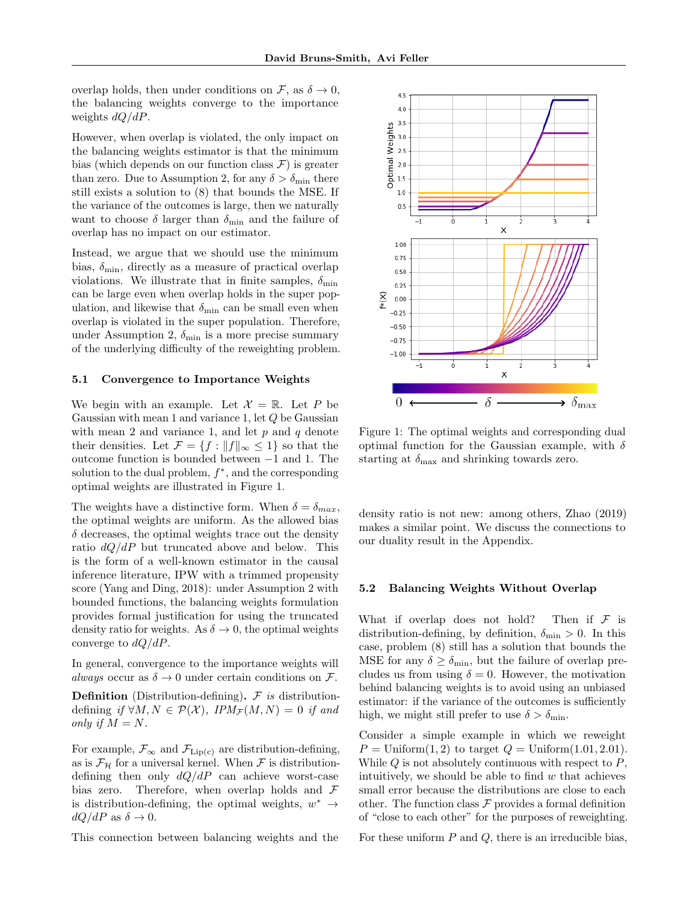overlap holds, then under conditions on $\mathcal{F}$, as $\delta \to 0$, the balancing weights converge to the importance weights $dQ/dP$.

However, when overlap is violated, the only impact on the balancing weights estimator is that the minimum bias (which depends on our function class $\mathcal{F}$) is greater than zero. Due to Assumption 2, for any $\delta > \delta_{\min}$ there still exists a solution to (8) that bounds the MSE. If the variance of the outcomes is large, then we naturally want to choose $\delta$ larger than $\delta_{\min}$ and the failure of overlap has no impact on our estimator.

Instead, we argue that we should use the minimum bias, $\delta_{\min}$, directly as a measure of practical overlap violations. We illustrate that in finite samples, $\delta_{\min}$ can be large even when overlap holds in the super population, and likewise that $\delta_{\min}$ can be small even when overlap is violated in the super population. Therefore, under Assumption 2, $\delta_{\min}$ is a more precise summary of the underlying difficulty of the reweighting problem.

### 5.1 Convergence to Importance Weights

We begin with an example. Let $\mathcal{X} = \mathbb{R}$. Let $P$ be Gaussian with mean 1 and variance 1, let $Q$ be Gaussian with mean 2 and variance 1, and let $p$ and $q$ denote their densities. Let $\mathcal{F} = \{f : \|f\|_\infty \leq 1\}$ so that the outcome function is bounded between $-1$ and 1. The solution to the dual problem, $f^*$, and the corresponding optimal weights are illustrated in Figure 1.

The weights have a distinctive form. When $\delta = \delta_{max}$, the optimal weights are uniform. As the allowed bias $\delta$ decreases, the optimal weights trace out the density ratio $dQ/dP$ but truncated above and below. This is the form of a well-known estimator in the causal inference literature, IPW with a trimmed propensity score (Yang and Ding, 2018): under Assumption 2 with bounded functions, the balancing weights formulation provides formal justification for using the truncated density ratio for weights. As $\delta \to 0$, the optimal weights converge to $dQ/dP$.

In general, convergence to the importance weights will *always* occur as $\delta \to 0$ under certain conditions on $\mathcal{F}$.

**Definition** (Distribution-defining)**.** *$\mathcal{F}$ is distribution-defining if $\forall M, N \in \mathcal{P}(\mathcal{X})$, $IPM_{\mathcal{F}}(M, N) = 0$ if and only if $M = N$.*

For example, $\mathcal{F}_\infty$ and $\mathcal{F}_{\text{Lip}(c)}$ are distribution-defining, as is $\mathcal{F}_{\mathcal{H}}$ for a universal kernel. When $\mathcal{F}$ is distribution-defining then only $dQ/dP$ can achieve worst-case bias zero. Therefore, when overlap holds and $\mathcal{F}$ is distribution-defining, the optimal weights, $w^* \to dQ/dP$ as $\delta \to 0$.

This connection between balancing weights and the density ratio is not new: among others, Zhao (2019) makes a similar point. We discuss the connections to our duality result in the Appendix.

Figure 1: The optimal weights and corresponding dual optimal function for the Gaussian example, with $\delta$ starting at $\delta_{\max}$ and shrinking towards zero.

### 5.2 Balancing Weights Without Overlap

What if overlap does not hold? Then if $\mathcal{F}$ is distribution-defining, by definition, $\delta_{\min} > 0$. In this case, problem (8) still has a solution that bounds the MSE for any $\delta \geq \delta_{\min}$, but the failure of overlap precludes us from using $\delta = 0$. However, the motivation behind balancing weights is to avoid using an unbiased estimator: if the variance of the outcomes is sufficiently high, we might still prefer to use $\delta > \delta_{\min}$.

Consider a simple example in which we reweight $P = \text{Uniform}(1, 2)$ to target $Q = \text{Uniform}(1.01, 2.01)$. While $Q$ is not absolutely continuous with respect to $P$, intuitively, we should be able to find $w$ that achieves small error because the distributions are close to each other. The function class $\mathcal{F}$ provides a formal definition of "close to each other" for the purposes of reweighting.

For these uniform $P$ and $Q$, there is an irreducible bias,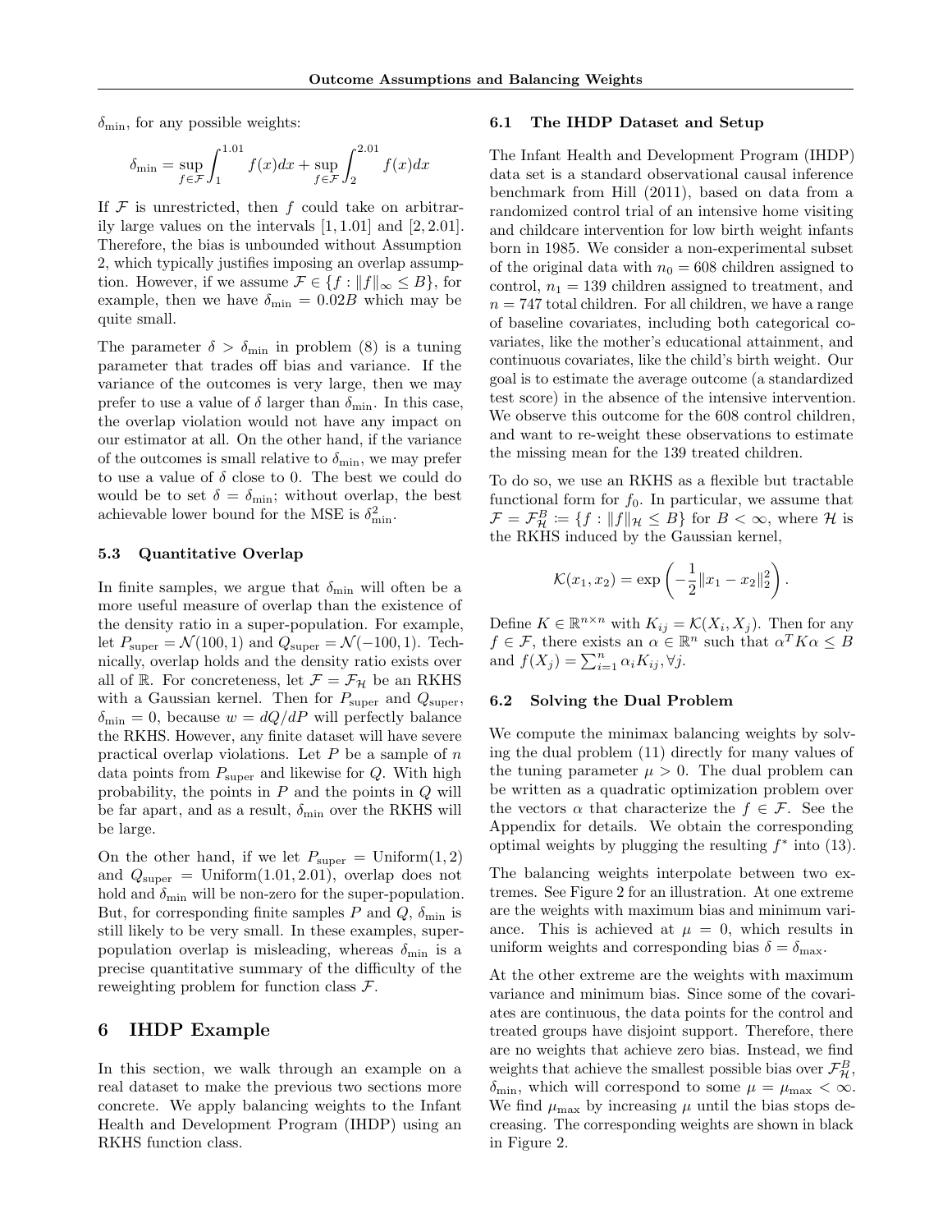$\delta_{\min}$, for any possible weights:

$$\delta_{\min} = \sup_{f \in \mathcal{F}} \int_1^{1.01} f(x)dx + \sup_{f \in \mathcal{F}} \int_2^{2.01} f(x)dx$$

If $\mathcal{F}$ is unrestricted, then $f$ could take on arbitrarily large values on the intervals $[1, 1.01]$ and $[2, 2.01]$. Therefore, the bias is unbounded without Assumption 2, which typically justifies imposing an overlap assumption. However, if we assume $\mathcal{F} \in \{f : \|f\|_\infty \leq B\}$, for example, then we have $\delta_{\min} = 0.02B$ which may be quite small.

The parameter $\delta > \delta_{\min}$ in problem (8) is a tuning parameter that trades off bias and variance. If the variance of the outcomes is very large, then we may prefer to use a value of $\delta$ larger than $\delta_{\min}$. In this case, the overlap violation would not have any impact on our estimator at all. On the other hand, if the variance of the outcomes is small relative to $\delta_{\min}$, we may prefer to use a value of $\delta$ close to 0. The best we could do would be to set $\delta = \delta_{\min}$; without overlap, the best achievable lower bound for the MSE is $\delta_{\min}^2$.

### 5.3 Quantitative Overlap

In finite samples, we argue that $\delta_{\min}$ will often be a more useful measure of overlap than the existence of the density ratio in a super-population. For example, let $P_{\text{super}} = \mathcal{N}(100, 1)$ and $Q_{\text{super}} = \mathcal{N}(-100, 1)$. Technically, overlap holds and the density ratio exists over all of $\mathbb{R}$. For concreteness, let $\mathcal{F} = \mathcal{F}_{\mathcal{H}}$ be an RKHS with a Gaussian kernel. Then for $P_{\text{super}}$ and $Q_{\text{super}}$, $\delta_{\min} = 0$, because $w = dQ/dP$ will perfectly balance the RKHS. However, any finite dataset will have severe practical overlap violations. Let $P$ be a sample of $n$ data points from $P_{\text{super}}$ and likewise for $Q$. With high probability, the points in $P$ and the points in $Q$ will be far apart, and as a result, $\delta_{\min}$ over the RKHS will be large.

On the other hand, if we let $P_{\text{super}} = \text{Uniform}(1, 2)$ and $Q_{\text{super}} = \text{Uniform}(1.01, 2.01)$, overlap does not hold and $\delta_{\min}$ will be non-zero for the super-population. But, for corresponding finite samples $P$ and $Q$, $\delta_{\min}$ is still likely to be very small. In these examples, super-population overlap is misleading, whereas $\delta_{\min}$ is a precise quantitative summary of the difficulty of the reweighting problem for function class $\mathcal{F}$.

## 6 IHDP Example

In this section, we walk through an example on a real dataset to make the previous two sections more concrete. We apply balancing weights to the Infant Health and Development Program (IHDP) using an RKHS function class.

### 6.1 The IHDP Dataset and Setup

The Infant Health and Development Program (IHDP) data set is a standard observational causal inference benchmark from Hill (2011), based on data from a randomized control trial of an intensive home visiting and childcare intervention for low birth weight infants born in 1985. We consider a non-experimental subset of the original data with $n_0 = 608$ children assigned to control, $n_1 = 139$ children assigned to treatment, and $n = 747$ total children. For all children, we have a range of baseline covariates, including both categorical covariates, like the mother's educational attainment, and continuous covariates, like the child's birth weight. Our goal is to estimate the average outcome (a standardized test score) in the absence of the intensive intervention. We observe this outcome for the 608 control children, and want to re-weight these observations to estimate the missing mean for the 139 treated children.

To do so, we use an RKHS as a flexible but tractable functional form for $f_0$. In particular, we assume that $\mathcal{F} = \mathcal{F}_{\mathcal{H}}^B \coloneqq \{f : \|f\|_{\mathcal{H}} \leq B\}$ for $B < \infty$, where $\mathcal{H}$ is the RKHS induced by the Gaussian kernel,

$$\mathcal{K}(x_1, x_2) = \exp\left(-\frac{1}{2}\|x_1 - x_2\|_2^2\right).$$

Define $K \in \mathbb{R}^{n \times n}$ with $K_{ij} = \mathcal{K}(X_i, X_j)$. Then for any $f \in \mathcal{F}$, there exists an $\alpha \in \mathbb{R}^n$ such that $\alpha^T K \alpha \leq B$ and $f(X_j) = \sum_{i=1}^n \alpha_i K_{ij}, \forall j$.

### 6.2 Solving the Dual Problem

We compute the minimax balancing weights by solving the dual problem (11) directly for many values of the tuning parameter $\mu > 0$. The dual problem can be written as a quadratic optimization problem over the vectors $\alpha$ that characterize the $f \in \mathcal{F}$. See the Appendix for details. We obtain the corresponding optimal weights by plugging the resulting $f^*$ into (13).

The balancing weights interpolate between two extremes. See Figure 2 for an illustration. At one extreme are the weights with maximum bias and minimum variance. This is achieved at $\mu = 0$, which results in uniform weights and corresponding bias $\delta = \delta_{\max}$.

At the other extreme are the weights with maximum variance and minimum bias. Since some of the covariates are continuous, the data points for the control and treated groups have disjoint support. Therefore, there are no weights that achieve zero bias. Instead, we find weights that achieve the smallest possible bias over $\mathcal{F}_{\mathcal{H}}^B$, $\delta_{\min}$, which will correspond to some $\mu = \mu_{\max} < \infty$. We find $\mu_{\max}$ by increasing $\mu$ until the bias stops decreasing. The corresponding weights are shown in black in Figure 2.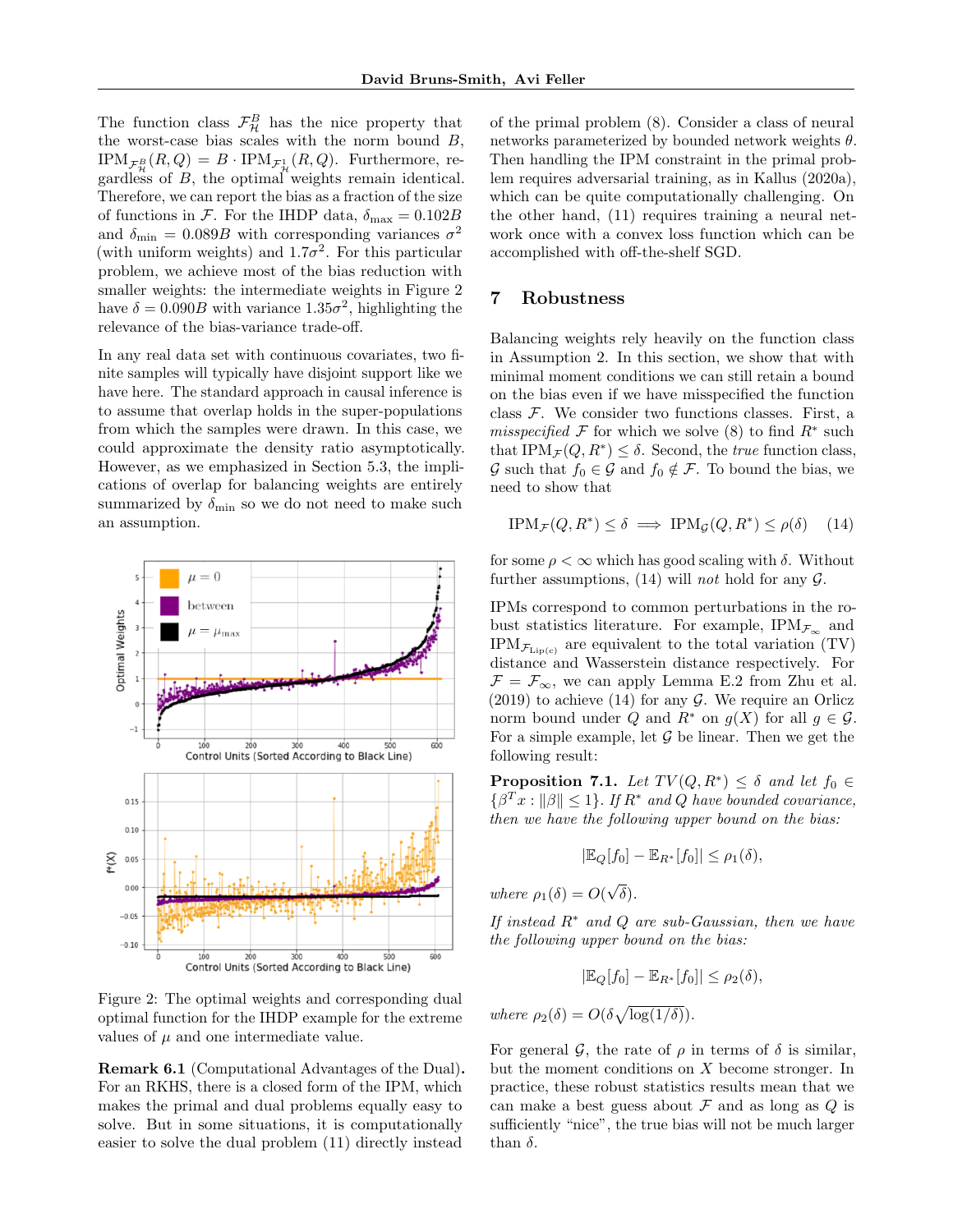The function class $\mathcal{F}_{\mathcal{H}}^{B}$ has the nice property that the worst-case bias scales with the norm bound $B$, $\text{IPM}_{\mathcal{F}_{\mathcal{H}}^{B}}(R, Q) = B \cdot \text{IPM}_{\mathcal{F}_{\mathcal{H}}^{1}}(R, Q)$. Furthermore, regardless of $B$, the optimal weights remain identical. Therefore, we can report the bias as a fraction of the size of functions in $\mathcal{F}$. For the IHDP data, $\delta_{\max} = 0.102B$ and $\delta_{\min} = 0.089B$ with corresponding variances $\sigma^2$ (with uniform weights) and $1.7\sigma^2$. For this particular problem, we achieve most of the bias reduction with smaller weights: the intermediate weights in Figure 2 have $\delta = 0.090B$ with variance $1.35\sigma^2$, highlighting the relevance of the bias-variance trade-off.

In any real data set with continuous covariates, two finite samples will typically have disjoint support like we have here. The standard approach in causal inference is to assume that overlap holds in the super-populations from which the samples were drawn. In this case, we could approximate the density ratio asymptotically. However, as we emphasized in Section 5.3, the implications of overlap for balancing weights are entirely summarized by $\delta_{\min}$ so we do not need to make such an assumption.

Figure 2: The optimal weights and corresponding dual optimal function for the IHDP example for the extreme values of $\mu$ and one intermediate value.

**Remark 6.1** (Computational Advantages of the Dual)**.** For an RKHS, there is a closed form of the IPM, which makes the primal and dual problems equally easy to solve. But in some situations, it is computationally easier to solve the dual problem (11) directly instead of the primal problem (8). Consider a class of neural networks parameterized by bounded network weights $\theta$. Then handling the IPM constraint in the primal problem requires adversarial training, as in Kallus (2020a), which can be quite computationally challenging. On the other hand, (11) requires training a neural network once with a convex loss function which can be accomplished with off-the-shelf SGD.

## 7 Robustness

Balancing weights rely heavily on the function class in Assumption 2. In this section, we show that with minimal moment conditions we can still retain a bound on the bias even if we have misspecified the function class $\mathcal{F}$. We consider two functions classes. First, a *misspecified* $\mathcal{F}$ for which we solve (8) to find $R^*$ such that $\text{IPM}_{\mathcal{F}}(Q, R^*) \leq \delta$. Second, the *true* function class, $\mathcal{G}$ such that $f_0 \in \mathcal{G}$ and $f_0 \notin \mathcal{F}$. To bound the bias, we need to show that

$$\text{IPM}_{\mathcal{F}}(Q, R^*) \leq \delta \implies \text{IPM}_{\mathcal{G}}(Q, R^*) \leq \rho(\delta) \quad (14)$$

for some $\rho < \infty$ which has good scaling with $\delta$. Without further assumptions, (14) will *not* hold for any $\mathcal{G}$.

IPMs correspond to common perturbations in the robust statistics literature. For example, $\text{IPM}_{\mathcal{F}_\infty}$ and $\text{IPM}_{\mathcal{F}_{\text{Lip}(c)}}$ are equivalent to the total variation (TV) distance and Wasserstein distance respectively. For $\mathcal{F} = \mathcal{F}_\infty$, we can apply Lemma E.2 from Zhu et al. (2019) to achieve (14) for any $\mathcal{G}$. We require an Orlicz norm bound under $Q$ and $R^*$ on $g(X)$ for all $g \in \mathcal{G}$. For a simple example, let $\mathcal{G}$ be linear. Then we get the following result:

**Proposition 7.1.** *Let $TV(Q, R^*) \leq \delta$ and let $f_0 \in \{\beta^T x : \|\beta\| \leq 1\}$. If $R^*$ and $Q$ have bounded covariance, then we have the following upper bound on the bias:*

$$|\mathbb{E}_Q[f_0] - \mathbb{E}_{R^*}[f_0]| \leq \rho_1(\delta),$$

*where $\rho_1(\delta) = O(\sqrt{\delta})$.*

*If instead $R^*$ and $Q$ are sub-Gaussian, then we have the following upper bound on the bias:*

$$|\mathbb{E}_Q[f_0] - \mathbb{E}_{R^*}[f_0]| \leq \rho_2(\delta),$$

*where $\rho_2(\delta) = O(\delta\sqrt{\log(1/\delta)})$.*

For general $\mathcal{G}$, the rate of $\rho$ in terms of $\delta$ is similar, but the moment conditions on $X$ become stronger. In practice, these robust statistics results mean that we can make a best guess about $\mathcal{F}$ and as long as $Q$ is sufficiently "nice", the true bias will not be much larger than $\delta$.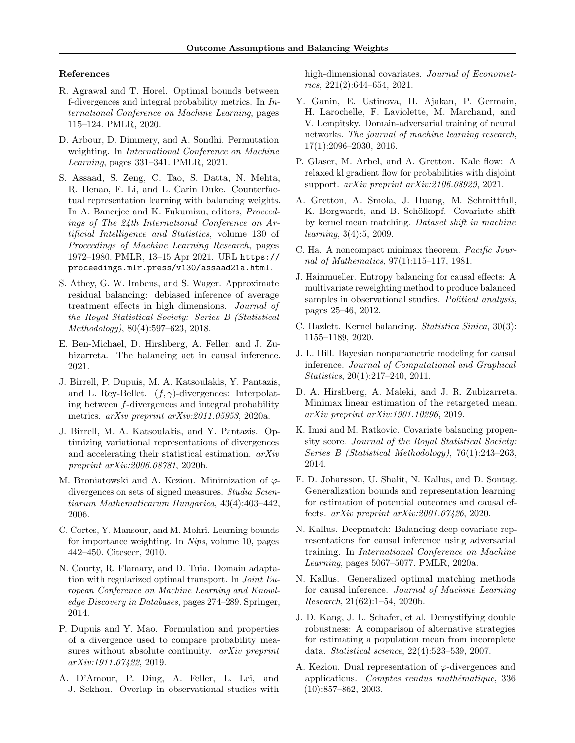### References

R. Agrawal and T. Horel. Optimal bounds between f-divergences and integral probability metrics. In *International Conference on Machine Learning*, pages 115–124. PMLR, 2020.

D. Arbour, D. Dimmery, and A. Sondhi. Permutation weighting. In *International Conference on Machine Learning*, pages 331–341. PMLR, 2021.

S. Assaad, S. Zeng, C. Tao, S. Datta, N. Mehta, R. Henao, F. Li, and L. Carin Duke. Counterfactual representation learning with balancing weights. In A. Banerjee and K. Fukumizu, editors, *Proceedings of The 24th International Conference on Artificial Intelligence and Statistics*, volume 130 of *Proceedings of Machine Learning Research*, pages 1972–1980. PMLR, 13–15 Apr 2021. URL `https://proceedings.mlr.press/v130/assaad21a.html`.

S. Athey, G. W. Imbens, and S. Wager. Approximate residual balancing: debiased inference of average treatment effects in high dimensions. *Journal of the Royal Statistical Society: Series B (Statistical Methodology)*, 80(4):597–623, 2018.

E. Ben-Michael, D. Hirshberg, A. Feller, and J. Zubizarreta. The balancing act in causal inference. 2021.

J. Birrell, P. Dupuis, M. A. Katsoulakis, Y. Pantazis, and L. Rey-Bellet. $(f, \gamma)$-divergences: Interpolating between $f$-divergences and integral probability metrics. *arXiv preprint arXiv:2011.05953*, 2020a.

J. Birrell, M. A. Katsoulakis, and Y. Pantazis. Optimizing variational representations of divergences and accelerating their statistical estimation. *arXiv preprint arXiv:2006.08781*, 2020b.

M. Broniatowski and A. Keziou. Minimization of $\varphi$-divergences on sets of signed measures. *Studia Scientiarum Mathematicarum Hungarica*, 43(4):403–442, 2006.

C. Cortes, Y. Mansour, and M. Mohri. Learning bounds for importance weighting. In *Nips*, volume 10, pages 442–450. Citeseer, 2010.

N. Courty, R. Flamary, and D. Tuia. Domain adaptation with regularized optimal transport. In *Joint European Conference on Machine Learning and Knowledge Discovery in Databases*, pages 274–289. Springer, 2014.

P. Dupuis and Y. Mao. Formulation and properties of a divergence used to compare probability measures without absolute continuity. *arXiv preprint arXiv:1911.07422*, 2019.

A. D'Amour, P. Ding, A. Feller, L. Lei, and J. Sekhon. Overlap in observational studies with high-dimensional covariates. *Journal of Econometrics*, 221(2):644–654, 2021.

Y. Ganin, E. Ustinova, H. Ajakan, P. Germain, H. Larochelle, F. Laviolette, M. Marchand, and V. Lempitsky. Domain-adversarial training of neural networks. *The journal of machine learning research*, 17(1):2096–2030, 2016.

P. Glaser, M. Arbel, and A. Gretton. Kale flow: A relaxed kl gradient flow for probabilities with disjoint support. *arXiv preprint arXiv:2106.08929*, 2021.

A. Gretton, A. Smola, J. Huang, M. Schmittfull, K. Borgwardt, and B. Schölkopf. Covariate shift by kernel mean matching. *Dataset shift in machine learning*, 3(4):5, 2009.

C. Ha. A noncompact minimax theorem. *Pacific Journal of Mathematics*, 97(1):115–117, 1981.

J. Hainmueller. Entropy balancing for causal effects: A multivariate reweighting method to produce balanced samples in observational studies. *Political analysis*, pages 25–46, 2012.

C. Hazlett. Kernel balancing. *Statistica Sinica*, 30(3): 1155–1189, 2020.

J. L. Hill. Bayesian nonparametric modeling for causal inference. *Journal of Computational and Graphical Statistics*, 20(1):217–240, 2011.

D. A. Hirshberg, A. Maleki, and J. R. Zubizarreta. Minimax linear estimation of the retargeted mean. *arXiv preprint arXiv:1901.10296*, 2019.

K. Imai and M. Ratkovic. Covariate balancing propensity score. *Journal of the Royal Statistical Society: Series B (Statistical Methodology)*, 76(1):243–263, 2014.

F. D. Johansson, U. Shalit, N. Kallus, and D. Sontag. Generalization bounds and representation learning for estimation of potential outcomes and causal effects. *arXiv preprint arXiv:2001.07426*, 2020.

N. Kallus. Deepmatch: Balancing deep covariate representations for causal inference using adversarial training. In *International Conference on Machine Learning*, pages 5067–5077. PMLR, 2020a.

N. Kallus. Generalized optimal matching methods for causal inference. *Journal of Machine Learning Research*, 21(62):1–54, 2020b.

J. D. Kang, J. L. Schafer, et al. Demystifying double robustness: A comparison of alternative strategies for estimating a population mean from incomplete data. *Statistical science*, 22(4):523–539, 2007.

A. Keziou. Dual representation of $\varphi$-divergences and applications. *Comptes rendus mathématique*, 336 (10):857–862, 2003.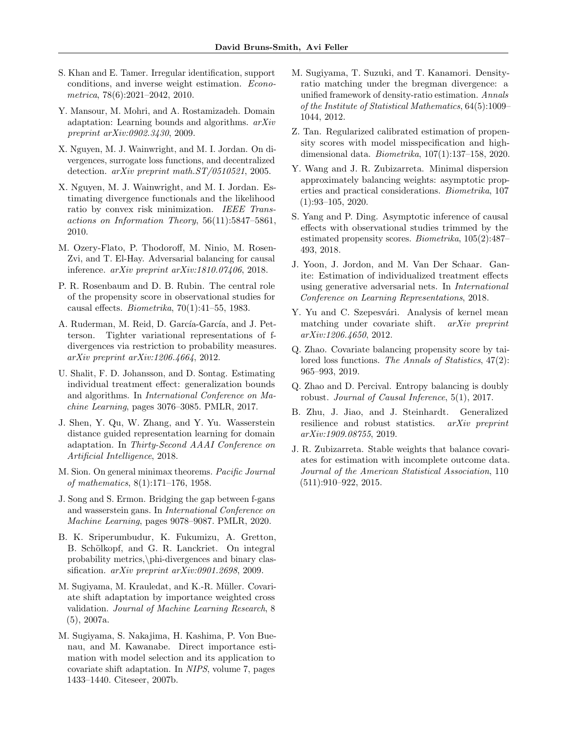S. Khan and E. Tamer. Irregular identification, support conditions, and inverse weight estimation. *Econometrica*, 78(6):2021–2042, 2010.

Y. Mansour, M. Mohri, and A. Rostamizadeh. Domain adaptation: Learning bounds and algorithms. *arXiv preprint arXiv:0902.3430*, 2009.

X. Nguyen, M. J. Wainwright, and M. I. Jordan. On divergences, surrogate loss functions, and decentralized detection. *arXiv preprint math.ST/0510521*, 2005.

X. Nguyen, M. J. Wainwright, and M. I. Jordan. Estimating divergence functionals and the likelihood ratio by convex risk minimization. *IEEE Transactions on Information Theory*, 56(11):5847–5861, 2010.

M. Ozery-Flato, P. Thodoroff, M. Ninio, M. Rosen-Zvi, and T. El-Hay. Adversarial balancing for causal inference. *arXiv preprint arXiv:1810.07406*, 2018.

P. R. Rosenbaum and D. B. Rubin. The central role of the propensity score in observational studies for causal effects. *Biometrika*, 70(1):41–55, 1983.

A. Ruderman, M. Reid, D. García-García, and J. Petterson. Tighter variational representations of f-divergences via restriction to probability measures. *arXiv preprint arXiv:1206.4664*, 2012.

U. Shalit, F. D. Johansson, and D. Sontag. Estimating individual treatment effect: generalization bounds and algorithms. In *International Conference on Machine Learning*, pages 3076–3085. PMLR, 2017.

J. Shen, Y. Qu, W. Zhang, and Y. Yu. Wasserstein distance guided representation learning for domain adaptation. In *Thirty-Second AAAI Conference on Artificial Intelligence*, 2018.

M. Sion. On general minimax theorems. *Pacific Journal of mathematics*, 8(1):171–176, 1958.

J. Song and S. Ermon. Bridging the gap between f-gans and wasserstein gans. In *International Conference on Machine Learning*, pages 9078–9087. PMLR, 2020.

B. K. Sriperumbudur, K. Fukumizu, A. Gretton, B. Schölkopf, and G. R. Lanckriet. On integral probability metrics,\phi-divergences and binary classification. *arXiv preprint arXiv:0901.2698*, 2009.

M. Sugiyama, M. Krauledat, and K.-R. Müller. Covariate shift adaptation by importance weighted cross validation. *Journal of Machine Learning Research*, 8 (5), 2007a.

M. Sugiyama, S. Nakajima, H. Kashima, P. Von Buenau, and M. Kawanabe. Direct importance estimation with model selection and its application to covariate shift adaptation. In *NIPS*, volume 7, pages 1433–1440. Citeseer, 2007b.

M. Sugiyama, T. Suzuki, and T. Kanamori. Density-ratio matching under the bregman divergence: a unified framework of density-ratio estimation. *Annals of the Institute of Statistical Mathematics*, 64(5):1009–1044, 2012.

Z. Tan. Regularized calibrated estimation of propensity scores with model misspecification and high-dimensional data. *Biometrika*, 107(1):137–158, 2020.

Y. Wang and J. R. Zubizarreta. Minimal dispersion approximately balancing weights: asymptotic properties and practical considerations. *Biometrika*, 107 (1):93–105, 2020.

S. Yang and P. Ding. Asymptotic inference of causal effects with observational studies trimmed by the estimated propensity scores. *Biometrika*, 105(2):487–493, 2018.

J. Yoon, J. Jordon, and M. Van Der Schaar. Ganite: Estimation of individualized treatment effects using generative adversarial nets. In *International Conference on Learning Representations*, 2018.

Y. Yu and C. Szepesvári. Analysis of kernel mean matching under covariate shift. *arXiv preprint arXiv:1206.4650*, 2012.

Q. Zhao. Covariate balancing propensity score by tailored loss functions. *The Annals of Statistics*, 47(2): 965–993, 2019.

Q. Zhao and D. Percival. Entropy balancing is doubly robust. *Journal of Causal Inference*, 5(1), 2017.

B. Zhu, J. Jiao, and J. Steinhardt. Generalized resilience and robust statistics. *arXiv preprint arXiv:1909.08755*, 2019.

J. R. Zubizarreta. Stable weights that balance covariates for estimation with incomplete outcome data. *Journal of the American Statistical Association*, 110 (511):910–922, 2015.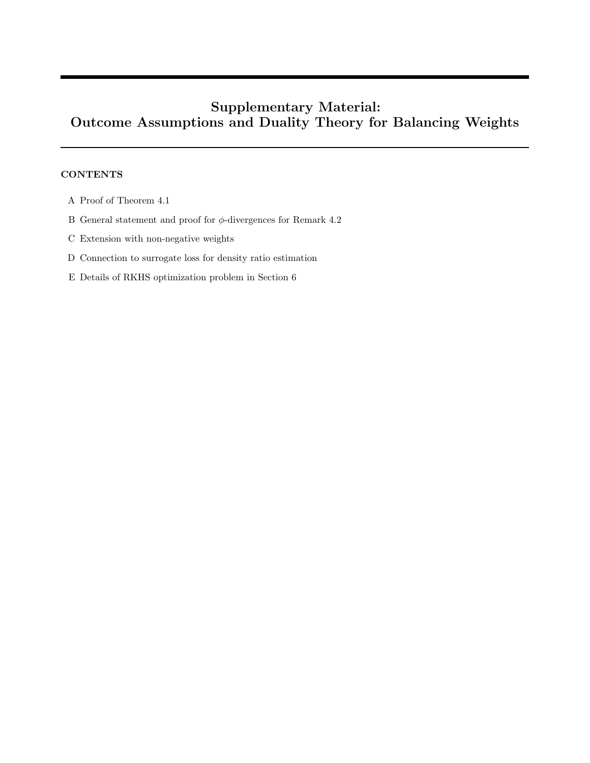# Supplementary Material: Outcome Assumptions and Duality Theory for Balancing Weights

**CONTENTS**

A Proof of Theorem 4.1

B General statement and proof for $\phi$-divergences for Remark 4.2

C Extension with non-negative weights

D Connection to surrogate loss for density ratio estimation

E Details of RKHS optimization problem in Section 6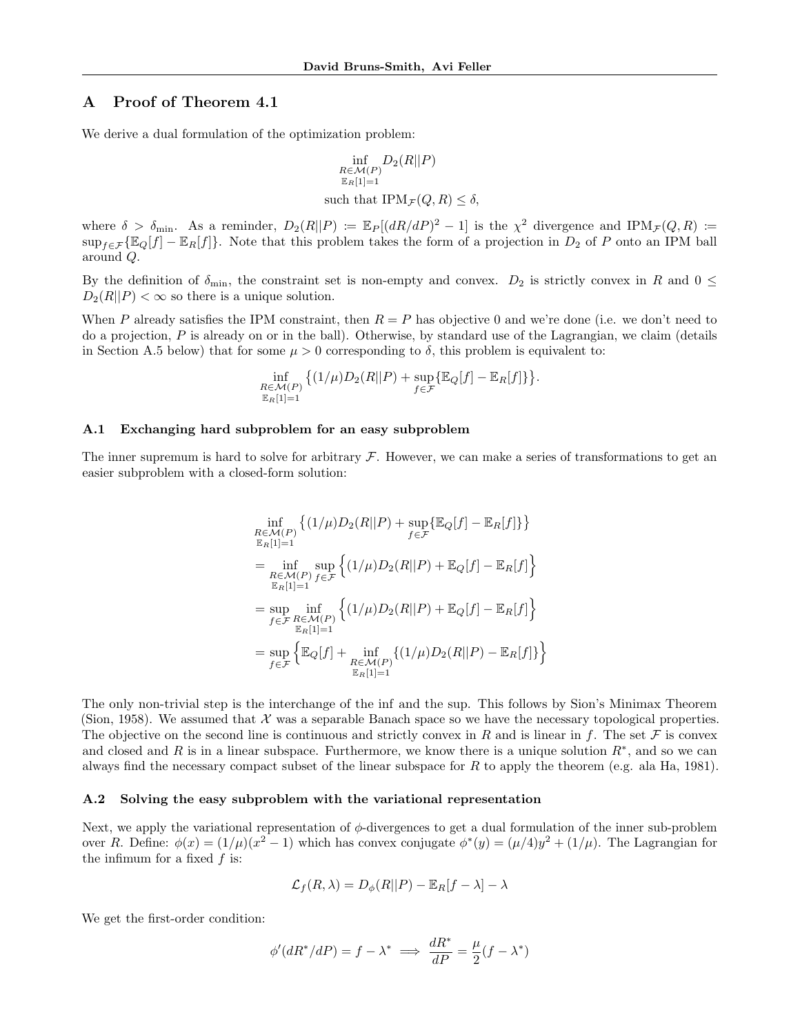# A Proof of Theorem 4.1

We derive a dual formulation of the optimization problem:

$$
\inf_{\substack{R \in \mathcal{M}(P) \\ \mathbb{E}_R[1]=1}} D_2(R||P)
$$

$$
\text{such that } \mathrm{IPM}_{\mathcal{F}}(Q, R) \leq \delta,
$$

where $\delta > \delta_{\min}$. As a reminder, $D_2(R||P) := \mathbb{E}_P[(dR/dP)^2 - 1]$ is the $\chi^2$ divergence and $\mathrm{IPM}_{\mathcal{F}}(Q, R) := \sup_{f \in \mathcal{F}}\{\mathbb{E}_Q[f] - \mathbb{E}_R[f]\}$. Note that this problem takes the form of a projection in $D_2$ of $P$ onto an IPM ball around $Q$.

By the definition of $\delta_{\min}$, the constraint set is non-empty and convex. $D_2$ is strictly convex in $R$ and $0 \leq D_2(R||P) < \infty$ so there is a unique solution.

When $P$ already satisfies the IPM constraint, then $R = P$ has objective 0 and we're done (i.e. we don't need to do a projection, $P$ is already on or in the ball). Otherwise, by standard use of the Lagrangian, we claim (details in Section A.5 below) that for some $\mu > 0$ corresponding to $\delta$, this problem is equivalent to:

$$
\inf_{\substack{R \in \mathcal{M}(P) \\ \mathbb{E}_R[1]=1}} \big\{(1/\mu) D_2(R||P) + \sup_{f \in \mathcal{F}}\{\mathbb{E}_Q[f] - \mathbb{E}_R[f]\}\big\}.
$$

## A.1 Exchanging hard subproblem for an easy subproblem

The inner supremum is hard to solve for arbitrary $\mathcal{F}$. However, we can make a series of transformations to get an easier subproblem with a closed-form solution:

$$
\begin{aligned}
&\inf_{\substack{R \in \mathcal{M}(P) \\ \mathbb{E}_R[1]=1}} \big\{(1/\mu) D_2(R||P) + \sup_{f \in \mathcal{F}}\{\mathbb{E}_Q[f] - \mathbb{E}_R[f]\}\big\} \\
&= \inf_{\substack{R \in \mathcal{M}(P) \\ \mathbb{E}_R[1]=1}} \sup_{f \in \mathcal{F}} \Big\{(1/\mu) D_2(R||P) + \mathbb{E}_Q[f] - \mathbb{E}_R[f]\Big\} \\
&= \sup_{f \in \mathcal{F}} \inf_{\substack{R \in \mathcal{M}(P) \\ \mathbb{E}_R[1]=1}} \Big\{(1/\mu) D_2(R||P) + \mathbb{E}_Q[f] - \mathbb{E}_R[f]\Big\} \\
&= \sup_{f \in \mathcal{F}} \Big\{\mathbb{E}_Q[f] + \inf_{\substack{R \in \mathcal{M}(P) \\ \mathbb{E}_R[1]=1}} \{(1/\mu) D_2(R||P) - \mathbb{E}_R[f]\}\Big\}
\end{aligned}
$$

The only non-trivial step is the interchange of the inf and the sup. This follows by Sion's Minimax Theorem (Sion, 1958). We assumed that $\mathcal{X}$ was a separable Banach space so we have the necessary topological properties. The objective on the second line is continuous and strictly convex in $R$ and is linear in $f$. The set $\mathcal{F}$ is convex and closed and $R$ is in a linear subspace. Furthermore, we know there is a unique solution $R^*$, and so we can always find the necessary compact subset of the linear subspace for $R$ to apply the theorem (e.g. ala Ha, 1981).

## A.2 Solving the easy subproblem with the variational representation

Next, we apply the variational representation of $\phi$-divergences to get a dual formulation of the inner sub-problem over $R$. Define: $\phi(x) = (1/\mu)(x^2 - 1)$ which has convex conjugate $\phi^*(y) = (\mu/4)y^2 + (1/\mu)$. The Lagrangian for the infimum for a fixed $f$ is:

$$
\mathcal{L}_f(R, \lambda) = D_\phi(R||P) - \mathbb{E}_R[f - \lambda] - \lambda
$$

We get the first-order condition:

$$
\phi'(dR^*/dP) = f - \lambda^* \implies \frac{dR^*}{dP} = \frac{\mu}{2}(f - \lambda^*)
$$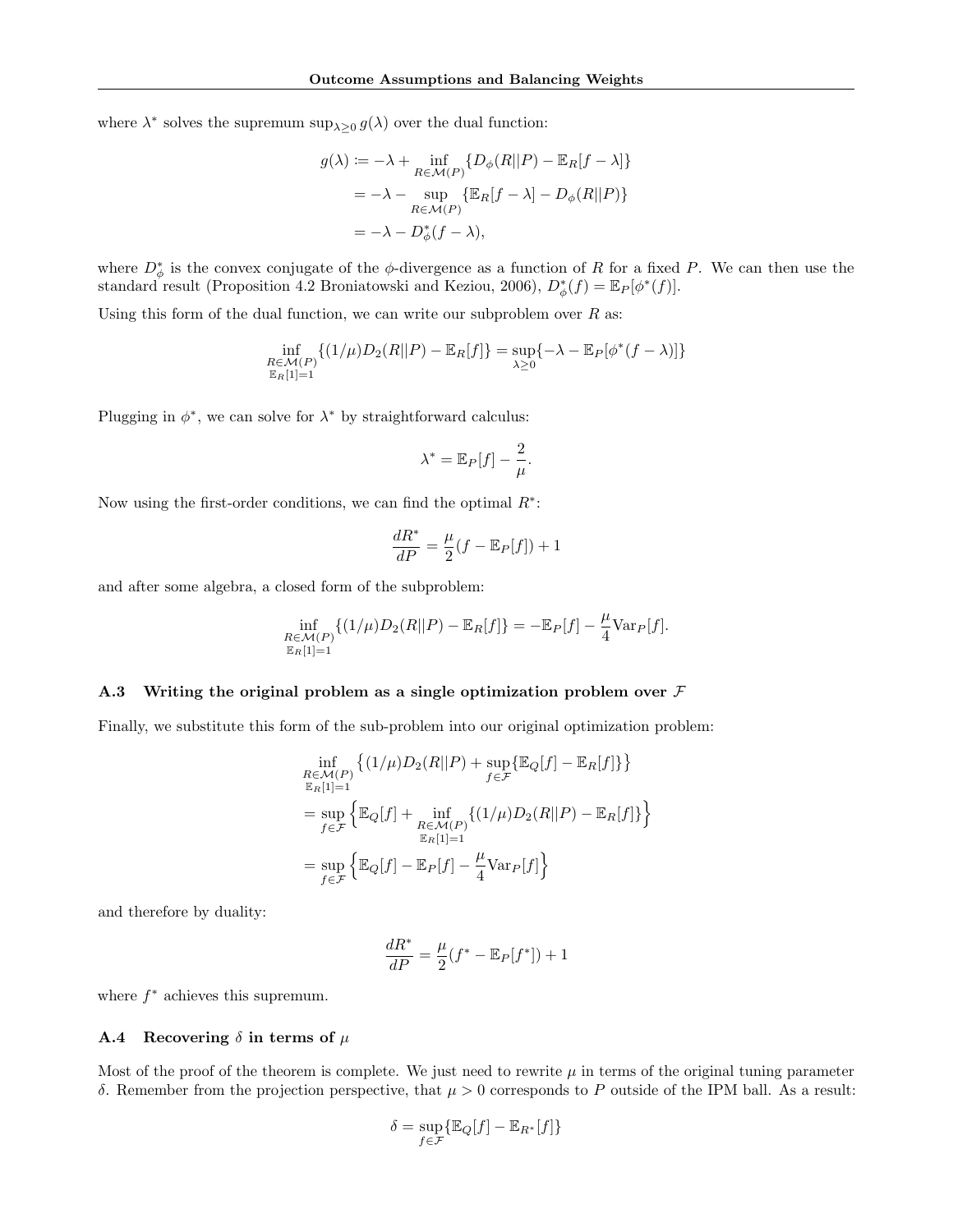where $\lambda^*$ solves the supremum $\sup_{\lambda \geq 0} g(\lambda)$ over the dual function:

$$
\begin{aligned}
g(\lambda) &:= -\lambda + \inf_{R \in \mathcal{M}(P)} \{D_\phi(R||P) - \mathbb{E}_R[f - \lambda]\} \\
&= -\lambda - \sup_{R \in \mathcal{M}(P)} \{\mathbb{E}_R[f - \lambda] - D_\phi(R||P)\} \\
&= -\lambda - D_\phi^*(f - \lambda),
\end{aligned}
$$

where $D_\phi^*$ is the convex conjugate of the $\phi$-divergence as a function of $R$ for a fixed $P$. We can then use the standard result (Proposition 4.2 Broniatowski and Keziou, 2006), $D_\phi^*(f) = \mathbb{E}_P[\phi^*(f)]$.

Using this form of the dual function, we can write our subproblem over $R$ as:

$$
\inf_{\substack{R \in \mathcal{M}(P) \\ \mathbb{E}_R[1]=1}} \{(1/\mu) D_2(R||P) - \mathbb{E}_R[f]\} = \sup_{\lambda \geq 0} \{-\lambda - \mathbb{E}_P[\phi^*(f - \lambda)]\}
$$

Plugging in $\phi^*$, we can solve for $\lambda^*$ by straightforward calculus:

$$
\lambda^* = \mathbb{E}_P[f] - \frac{2}{\mu}.
$$

Now using the first-order conditions, we can find the optimal $R^*$:

$$
\frac{dR^*}{dP} = \frac{\mu}{2}(f - \mathbb{E}_P[f]) + 1
$$

and after some algebra, a closed form of the subproblem:

$$
\inf_{\substack{R \in \mathcal{M}(P) \\ \mathbb{E}_R[1]=1}} \{(1/\mu) D_2(R||P) - \mathbb{E}_R[f]\} = -\mathbb{E}_P[f] - \frac{\mu}{4} \mathrm{Var}_P[f].
$$

### A.3 Writing the original problem as a single optimization problem over $\mathcal{F}$

Finally, we substitute this form of the sub-problem into our original optimization problem:

$$
\begin{aligned}
&\inf_{\substack{R \in \mathcal{M}(P) \\ \mathbb{E}_R[1]=1}} \left\{(1/\mu) D_2(R||P) + \sup_{f \in \mathcal{F}} \{\mathbb{E}_Q[f] - \mathbb{E}_R[f]\}\right\} \\
&= \sup_{f \in \mathcal{F}} \left\{\mathbb{E}_Q[f] + \inf_{\substack{R \in \mathcal{M}(P) \\ \mathbb{E}_R[1]=1}} \{(1/\mu) D_2(R||P) - \mathbb{E}_R[f]\}\right\} \\
&= \sup_{f \in \mathcal{F}} \left\{\mathbb{E}_Q[f] - \mathbb{E}_P[f] - \frac{\mu}{4} \mathrm{Var}_P[f]\right\}
\end{aligned}
$$

and therefore by duality:

$$
\frac{dR^*}{dP} = \frac{\mu}{2}(f^* - \mathbb{E}_P[f^*]) + 1
$$

where $f^*$ achieves this supremum.

### A.4 Recovering $\delta$ in terms of $\mu$

Most of the proof of the theorem is complete. We just need to rewrite $\mu$ in terms of the original tuning parameter $\delta$. Remember from the projection perspective, that $\mu > 0$ corresponds to $P$ outside of the IPM ball. As a result:

$$
\delta = \sup_{f \in \mathcal{F}} \{\mathbb{E}_Q[f] - \mathbb{E}_{R^*}[f]\}
$$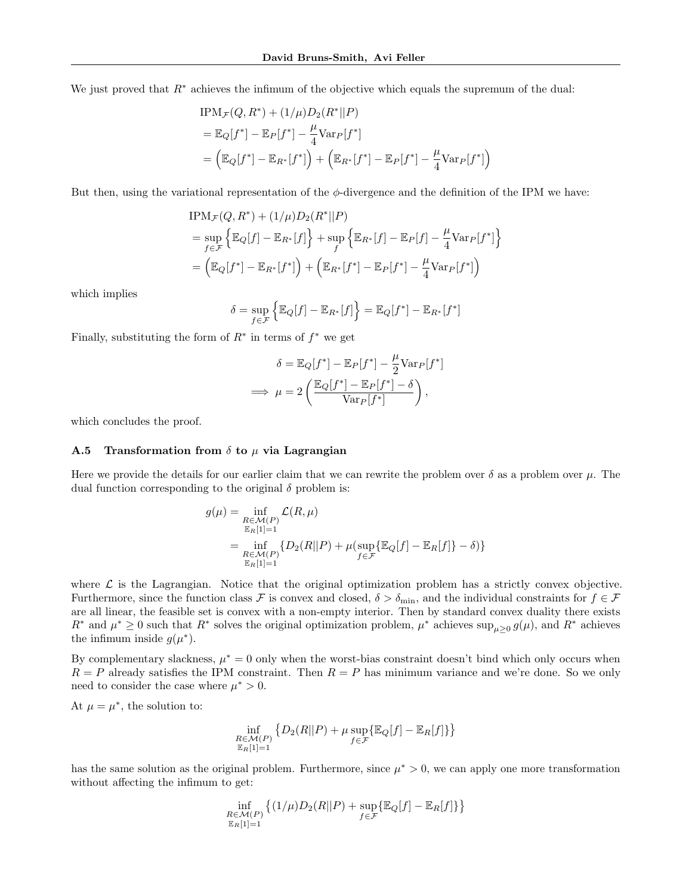We just proved that $R^*$ achieves the infimum of the objective which equals the supremum of the dual:

$$
\begin{aligned}
&\text{IPM}_{\mathcal{F}}(Q, R^*) + (1/\mu) D_2(R^*||P) \\
&= \mathbb{E}_Q[f^*] - \mathbb{E}_P[f^*] - \frac{\mu}{4}\text{Var}_P[f^*] \\
&= \Big(\mathbb{E}_Q[f^*] - \mathbb{E}_{R^*}[f^*]\Big) + \Big(\mathbb{E}_{R^*}[f^*] - \mathbb{E}_P[f^*] - \frac{\mu}{4}\text{Var}_P[f^*]\Big)
\end{aligned}
$$

But then, using the variational representation of the $\phi$-divergence and the definition of the IPM we have:

$$
\begin{aligned}
&\text{IPM}_{\mathcal{F}}(Q, R^*) + (1/\mu) D_2(R^*||P) \\
&= \sup_{f \in \mathcal{F}} \Big\{\mathbb{E}_Q[f] - \mathbb{E}_{R^*}[f]\Big\} + \sup_{f} \Big\{\mathbb{E}_{R^*}[f] - \mathbb{E}_P[f] - \frac{\mu}{4}\text{Var}_P[f^*]\Big\} \\
&= \Big(\mathbb{E}_Q[f^*] - \mathbb{E}_{R^*}[f^*]\Big) + \Big(\mathbb{E}_{R^*}[f^*] - \mathbb{E}_P[f^*] - \frac{\mu}{4}\text{Var}_P[f^*]\Big)
\end{aligned}
$$

which implies

$$
\delta = \sup_{f \in \mathcal{F}} \Big\{\mathbb{E}_Q[f] - \mathbb{E}_{R^*}[f]\Big\} = \mathbb{E}_Q[f^*] - \mathbb{E}_{R^*}[f^*]
$$

Finally, substituting the form of $R^*$ in terms of $f^*$ we get

$$
\begin{aligned}
\delta &= \mathbb{E}_Q[f^*] - \mathbb{E}_P[f^*] - \frac{\mu}{2}\text{Var}_P[f^*] \\
\implies \mu &= 2\left(\frac{\mathbb{E}_Q[f^*] - \mathbb{E}_P[f^*] - \delta}{\text{Var}_P[f^*]}\right),
\end{aligned}
$$

which concludes the proof.

### A.5 Transformation from $\delta$ to $\mu$ via Lagrangian

Here we provide the details for our earlier claim that we can rewrite the problem over $\delta$ as a problem over $\mu$. The dual function corresponding to the original $\delta$ problem is:

$$
\begin{aligned}
g(\mu) &= \inf_{\substack{R \in \mathcal{M}(P) \\ \mathbb{E}_R[1]=1}} \mathcal{L}(R, \mu) \\
&= \inf_{\substack{R \in \mathcal{M}(P) \\ \mathbb{E}_R[1]=1}} \{D_2(R||P) + \mu(\sup_{f \in \mathcal{F}} \{\mathbb{E}_Q[f] - \mathbb{E}_R[f]\} - \delta)\}
\end{aligned}
$$

where $\mathcal{L}$ is the Lagrangian. Notice that the original optimization problem has a strictly convex objective. Furthermore, since the function class $\mathcal{F}$ is convex and closed, $\delta > \delta_{\min}$, and the individual constraints for $f \in \mathcal{F}$ are all linear, the feasible set is convex with a non-empty interior. Then by standard convex duality there exists $R^*$ and $\mu^* \geq 0$ such that $R^*$ solves the original optimization problem, $\mu^*$ achieves $\sup_{\mu \geq 0} g(\mu)$, and $R^*$ achieves the infimum inside $g(\mu^*)$.

By complementary slackness, $\mu^* = 0$ only when the worst-bias constraint doesn't bind which only occurs when $R = P$ already satisfies the IPM constraint. Then $R = P$ has minimum variance and we're done. So we only need to consider the case where $\mu^* > 0$.

At $\mu = \mu^*$, the solution to:

$$
\inf_{\substack{R \in \mathcal{M}(P) \\ \mathbb{E}_R[1]=1}} \big\{D_2(R||P) + \mu \sup_{f \in \mathcal{F}} \{\mathbb{E}_Q[f] - \mathbb{E}_R[f]\}\big\}
$$

has the same solution as the original problem. Furthermore, since $\mu^* > 0$, we can apply one more transformation without affecting the infimum to get:

$$
\inf_{\substack{R \in \mathcal{M}(P) \\ \mathbb{E}_R[1]=1}} \big\{(1/\mu) D_2(R||P) + \sup_{f \in \mathcal{F}} \{\mathbb{E}_Q[f] - \mathbb{E}_R[f]\}\big\}
$$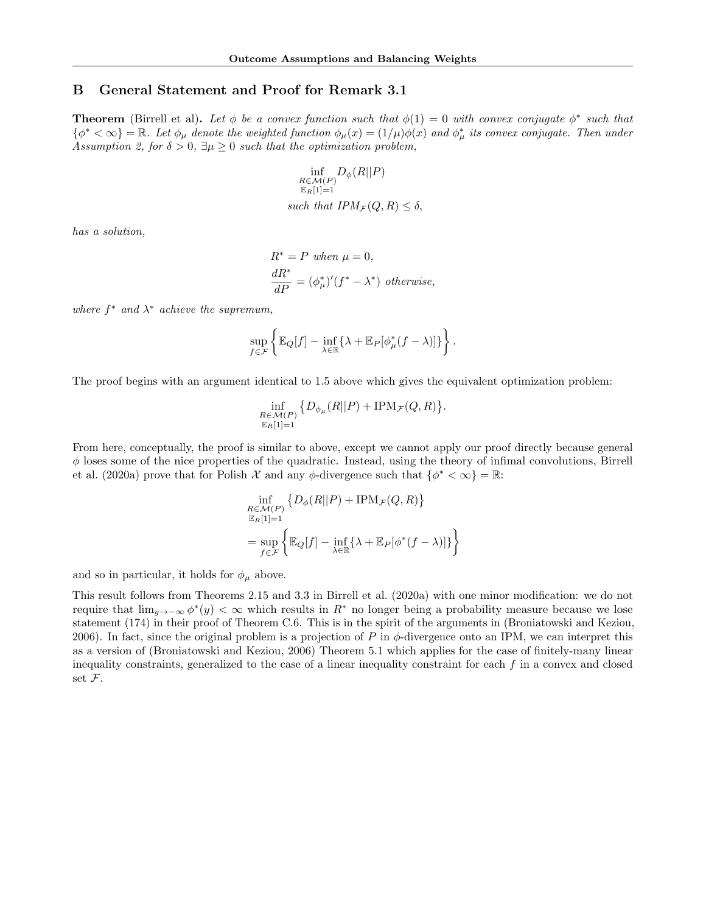## B General Statement and Proof for Remark 3.1

**Theorem** (Birrell et al). *Let $\phi$ be a convex function such that $\phi(1) = 0$ with convex conjugate $\phi^*$ such that $\{\phi^* < \infty\} = \mathbb{R}$. Let $\phi_\mu$ denote the weighted function $\phi_\mu(x) = (1/\mu)\phi(x)$ and $\phi_\mu^*$ its convex conjugate. Then under Assumption 2, for $\delta > 0$, $\exists \mu \geq 0$ such that the optimization problem,*

$$\inf_{\substack{R \in \mathcal{M}(P) \\ \mathbb{E}_R[1]=1}} D_\phi(R||P)$$

$$\text{such that } \mathrm{IPM}_{\mathcal{F}}(Q, R) \leq \delta,$$

*has a solution,*

$$R^* = P \text{ when } \mu = 0,$$

$$\frac{dR^*}{dP} = (\phi_\mu^*)'(f^* - \lambda^*) \text{ otherwise,}$$

*where $f^*$ and $\lambda^*$ achieve the supremum,*

$$\sup_{f \in \mathcal{F}} \left\{ \mathbb{E}_Q[f] - \inf_{\lambda \in \mathbb{R}} \{\lambda + \mathbb{E}_P[\phi_\mu^*(f - \lambda)]\} \right\}.$$

The proof begins with an argument identical to 1.5 above which gives the equivalent optimization problem:

$$\inf_{\substack{R \in \mathcal{M}(P) \\ \mathbb{E}_R[1]=1}} \big\{ D_{\phi_\mu}(R||P) + \mathrm{IPM}_{\mathcal{F}}(Q, R) \big\}.$$

From here, conceptually, the proof is similar to above, except we cannot apply our proof directly because general $\phi$ loses some of the nice properties of the quadratic. Instead, using the theory of infimal convolutions, Birrell et al. (2020a) prove that for Polish $\mathcal{X}$ and any $\phi$-divergence such that $\{\phi^* < \infty\} = \mathbb{R}$:

$$\begin{aligned}
&\inf_{\substack{R \in \mathcal{M}(P) \\ \mathbb{E}_R[1]=1}} \big\{ D_\phi(R||P) + \mathrm{IPM}_{\mathcal{F}}(Q, R) \big\} \\
&= \sup_{f \in \mathcal{F}} \left\{ \mathbb{E}_Q[f] - \inf_{\lambda \in \mathbb{R}} \{\lambda + \mathbb{E}_P[\phi^*(f - \lambda)]\} \right\}
\end{aligned}$$

and so in particular, it holds for $\phi_\mu$ above.

This result follows from Theorems 2.15 and 3.3 in Birrell et al. (2020a) with one minor modification: we do not require that $\lim_{y \to -\infty} \phi^*(y) < \infty$ which results in $R^*$ no longer being a probability measure because we lose statement (174) in their proof of Theorem C.6. This is in the spirit of the arguments in (Broniatowski and Keziou, 2006). In fact, since the original problem is a projection of $P$ in $\phi$-divergence onto an IPM, we can interpret this as a version of (Broniatowski and Keziou, 2006) Theorem 5.1 which applies for the case of finitely-many linear inequality constraints, generalized to the case of a linear inequality constraint for each $f$ in a convex and closed set $\mathcal{F}$.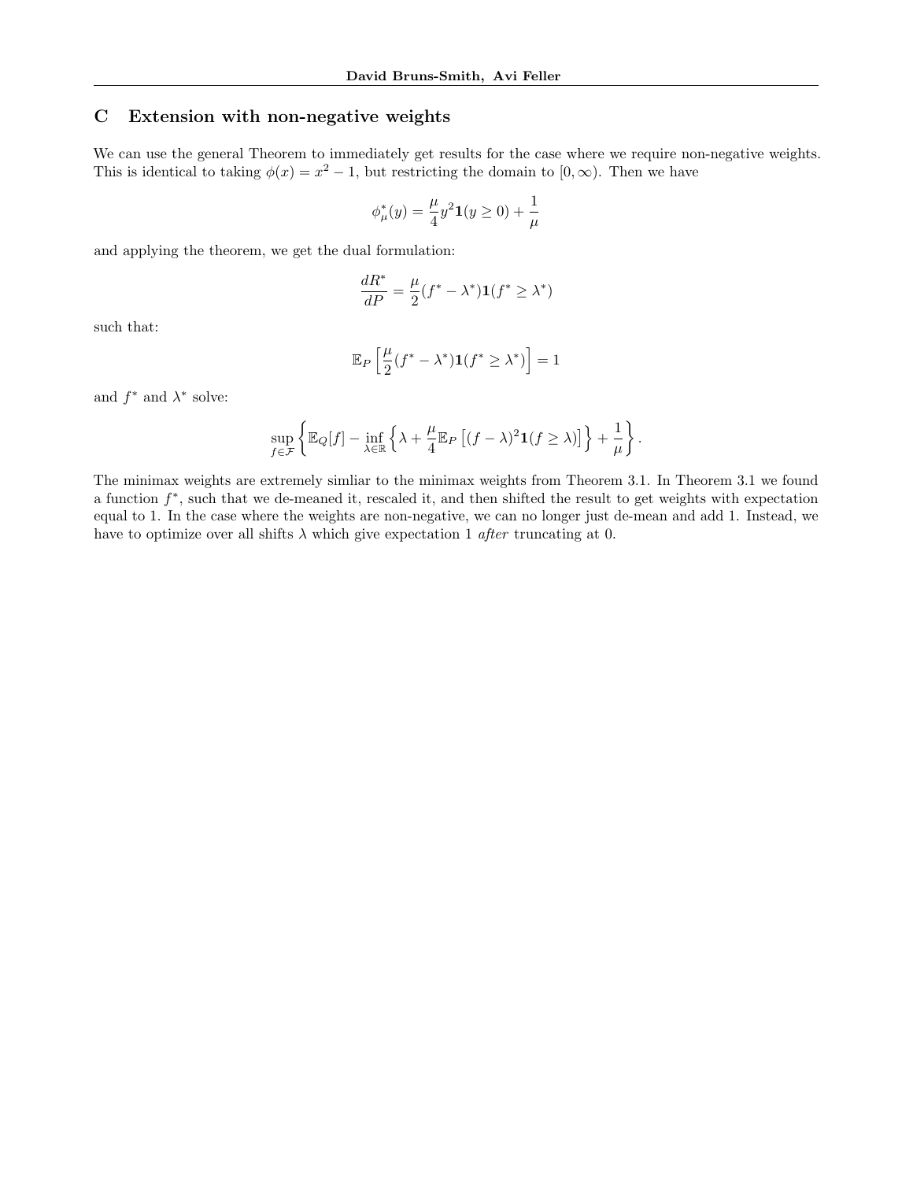# C Extension with non-negative weights

We can use the general Theorem to immediately get results for the case where we require non-negative weights. This is identical to taking $\phi(x) = x^2 - 1$, but restricting the domain to $[0, \infty)$. Then we have

$$\phi^*_\mu(y) = \frac{\mu}{4} y^2 \mathbf{1}(y \geq 0) + \frac{1}{\mu}$$

and applying the theorem, we get the dual formulation:

$$\frac{dR^*}{dP} = \frac{\mu}{2}(f^* - \lambda^*)\mathbf{1}(f^* \geq \lambda^*)$$

such that:

$$\mathbb{E}_P\left[\frac{\mu}{2}(f^* - \lambda^*)\mathbf{1}(f^* \geq \lambda^*)\right] = 1$$

and $f^*$ and $\lambda^*$ solve:

$$\sup_{f \in \mathcal{F}} \left\{ \mathbb{E}_Q[f] - \inf_{\lambda \in \mathbb{R}} \left\{ \lambda + \frac{\mu}{4} \mathbb{E}_P\left[(f - \lambda)^2 \mathbf{1}(f \geq \lambda)\right] \right\} + \frac{1}{\mu} \right\}.$$

The minimax weights are extremely simliar to the minimax weights from Theorem 3.1. In Theorem 3.1 we found a function $f^*$, such that we de-meaned it, rescaled it, and then shifted the result to get weights with expectation equal to 1. In the case where the weights are non-negative, we can no longer just de-mean and add 1. Instead, we have to optimize over all shifts $\lambda$ which give expectation 1 *after* truncating at 0.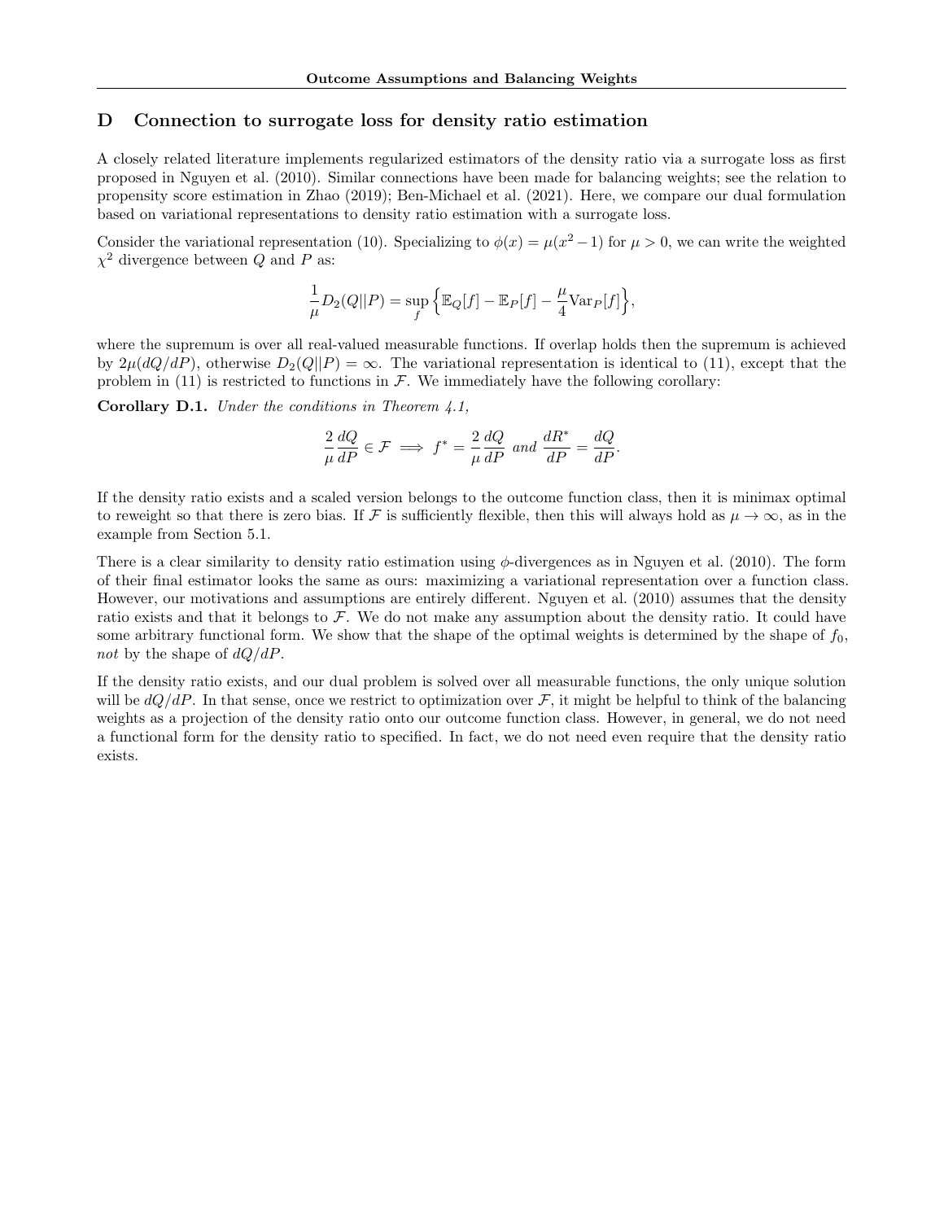# D Connection to surrogate loss for density ratio estimation

A closely related literature implements regularized estimators of the density ratio via a surrogate loss as first proposed in Nguyen et al. (2010). Similar connections have been made for balancing weights; see the relation to propensity score estimation in Zhao (2019); Ben-Michael et al. (2021). Here, we compare our dual formulation based on variational representations to density ratio estimation with a surrogate loss.

Consider the variational representation (10). Specializing to $\phi(x) = \mu(x^2 - 1)$ for $\mu > 0$, we can write the weighted $\chi^2$ divergence between $Q$ and $P$ as:

$$\frac{1}{\mu} D_2(Q||P) = \sup_f \Big\{ \mathbb{E}_Q[f] - \mathbb{E}_P[f] - \frac{\mu}{4}\mathrm{Var}_P[f] \Big\},$$

where the supremum is over all real-valued measurable functions. If overlap holds then the supremum is achieved by $2\mu(dQ/dP)$, otherwise $D_2(Q||P) = \infty$. The variational representation is identical to (11), except that the problem in (11) is restricted to functions in $\mathcal{F}$. We immediately have the following corollary:

**Corollary D.1.** *Under the conditions in Theorem 4.1,*

$$\frac{2}{\mu}\frac{dQ}{dP} \in \mathcal{F} \implies f^* = \frac{2}{\mu}\frac{dQ}{dP} \text{ and } \frac{dR^*}{dP} = \frac{dQ}{dP}.$$

If the density ratio exists and a scaled version belongs to the outcome function class, then it is minimax optimal to reweight so that there is zero bias. If $\mathcal{F}$ is sufficiently flexible, then this will always hold as $\mu \to \infty$, as in the example from Section 5.1.

There is a clear similarity to density ratio estimation using $\phi$-divergences as in Nguyen et al. (2010). The form of their final estimator looks the same as ours: maximizing a variational representation over a function class. However, our motivations and assumptions are entirely different. Nguyen et al. (2010) assumes that the density ratio exists and that it belongs to $\mathcal{F}$. We do not make any assumption about the density ratio. It could have some arbitrary functional form. We show that the shape of the optimal weights is determined by the shape of $f_0$, *not* by the shape of $dQ/dP$.

If the density ratio exists, and our dual problem is solved over all measurable functions, the only unique solution will be $dQ/dP$. In that sense, once we restrict to optimization over $\mathcal{F}$, it might be helpful to think of the balancing weights as a projection of the density ratio onto our outcome function class. However, in general, we do not need a functional form for the density ratio to specified. In fact, we do not need even require that the density ratio exists.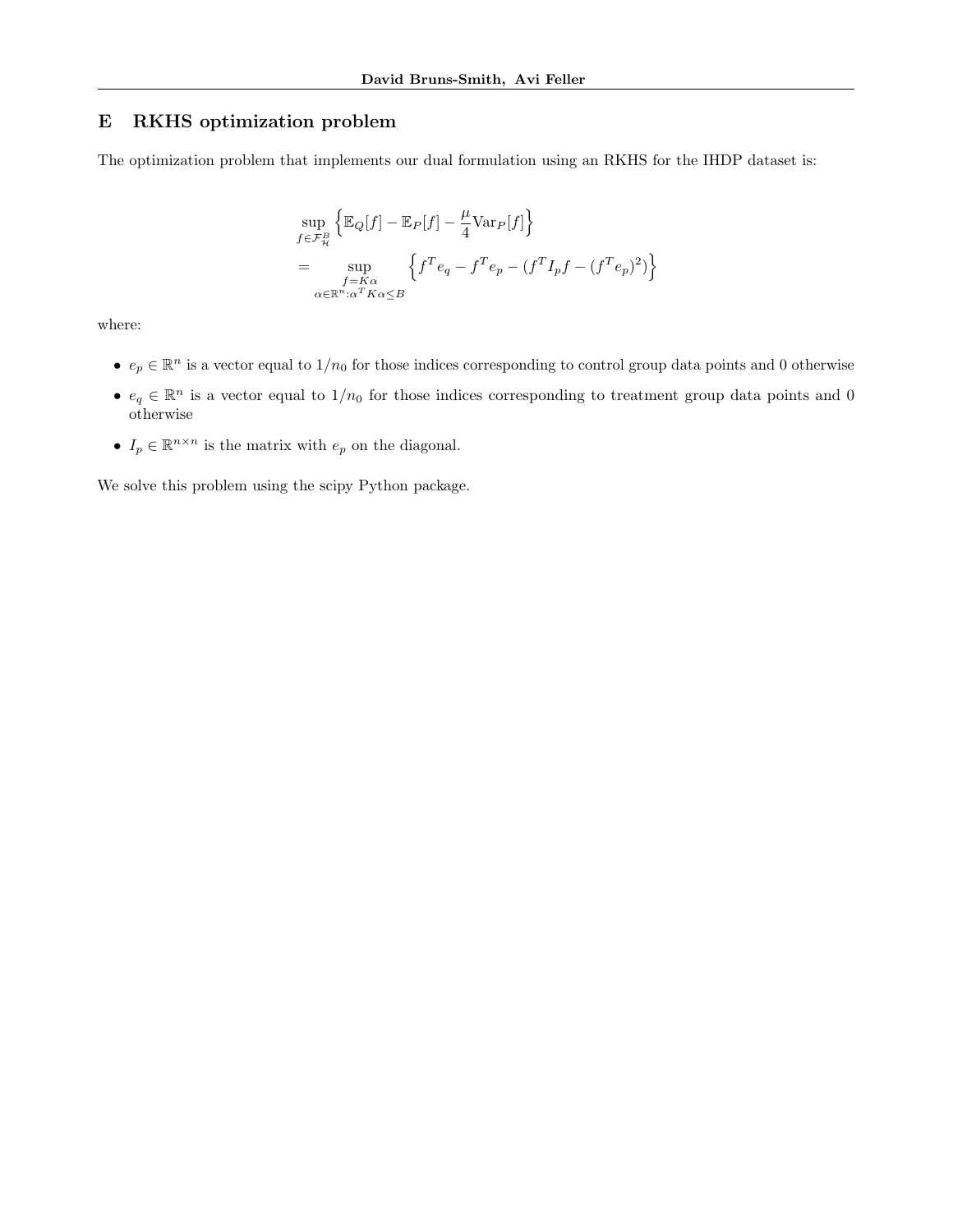# E RKHS optimization problem

The optimization problem that implements our dual formulation using an RKHS for the IHDP dataset is:

$$
\begin{aligned}
&\sup_{f \in \mathcal{F}_{\mathcal{H}}^{B}} \left\{ \mathbb{E}_Q[f] - \mathbb{E}_P[f] - \frac{\mu}{4} \mathrm{Var}_P[f] \right\} \\
&= \sup_{\substack{f = K\alpha \\ \alpha \in \mathbb{R}^n : \alpha^T K \alpha \leq B}} \left\{ f^T e_q - f^T e_p - (f^T I_p f - (f^T e_p)^2) \right\}
\end{aligned}
$$

where:

- $e_p \in \mathbb{R}^n$ is a vector equal to $1/n_0$ for those indices corresponding to control group data points and 0 otherwise
- $e_q \in \mathbb{R}^n$ is a vector equal to $1/n_0$ for those indices corresponding to treatment group data points and 0 otherwise
- $I_p \in \mathbb{R}^{n \times n}$ is the matrix with $e_p$ on the diagonal.

We solve this problem using the scipy Python package.